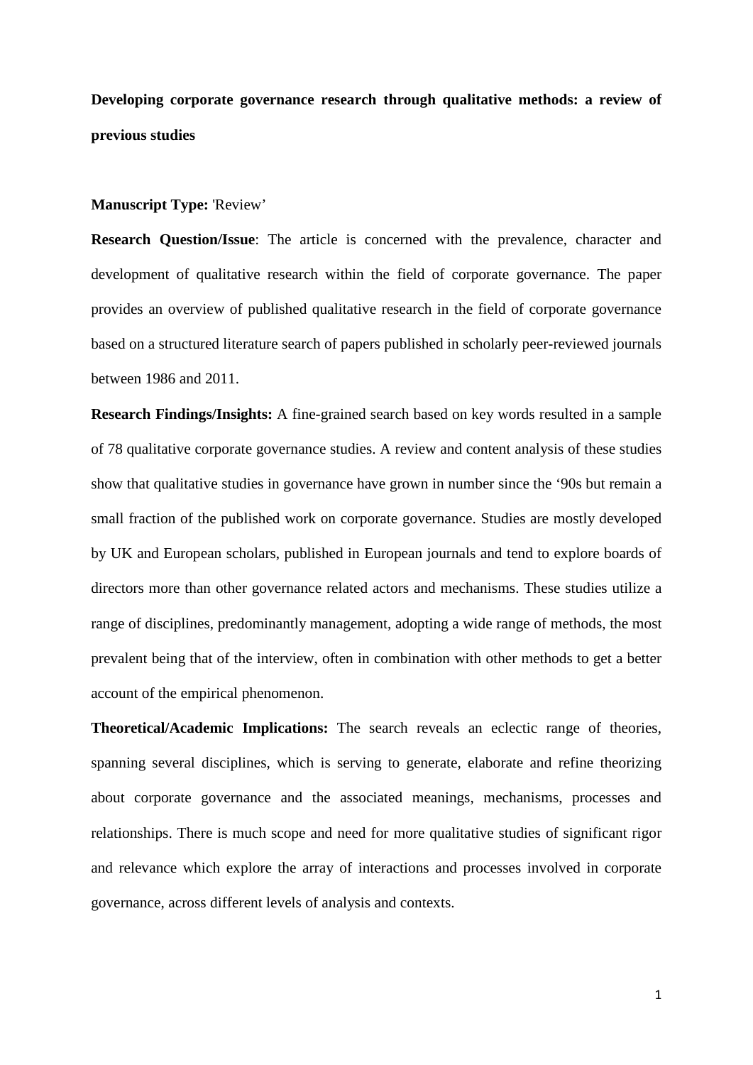**Developing corporate governance research through qualitative methods: a review of previous studies**

**Manuscript Type:** 'Review'

**Research Question/Issue**: The article is concerned with the prevalence, character and development of qualitative research within the field of corporate governance. The paper provides an overview of published qualitative research in the field of corporate governance based on a structured literature search of papers published in scholarly peer-reviewed journals between 1986 and 2011.

**Research Findings/Insights:** A fine-grained search based on key words resulted in a sample of 78 qualitative corporate governance studies. A review and content analysis of these studies show that qualitative studies in governance have grown in number since the '90s but remain a small fraction of the published work on corporate governance. Studies are mostly developed by UK and European scholars, published in European journals and tend to explore boards of directors more than other governance related actors and mechanisms. These studies utilize a range of disciplines, predominantly management, adopting a wide range of methods, the most prevalent being that of the interview, often in combination with other methods to get a better account of the empirical phenomenon.

**Theoretical/Academic Implications:** The search reveals an eclectic range of theories, spanning several disciplines, which is serving to generate, elaborate and refine theorizing about corporate governance and the associated meanings, mechanisms, processes and relationships. There is much scope and need for more qualitative studies of significant rigor and relevance which explore the array of interactions and processes involved in corporate governance, across different levels of analysis and contexts.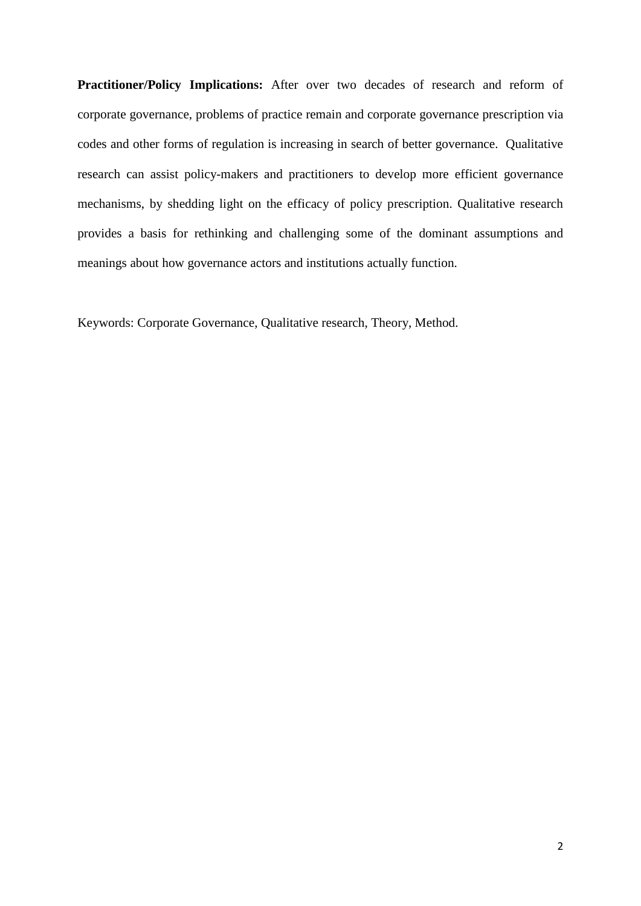**Practitioner/Policy Implications:** After over two decades of research and reform of corporate governance, problems of practice remain and corporate governance prescription via codes and other forms of regulation is increasing in search of better governance. Qualitative research can assist policy-makers and practitioners to develop more efficient governance mechanisms, by shedding light on the efficacy of policy prescription. Qualitative research provides a basis for rethinking and challenging some of the dominant assumptions and meanings about how governance actors and institutions actually function.

Keywords: Corporate Governance, Qualitative research, Theory, Method.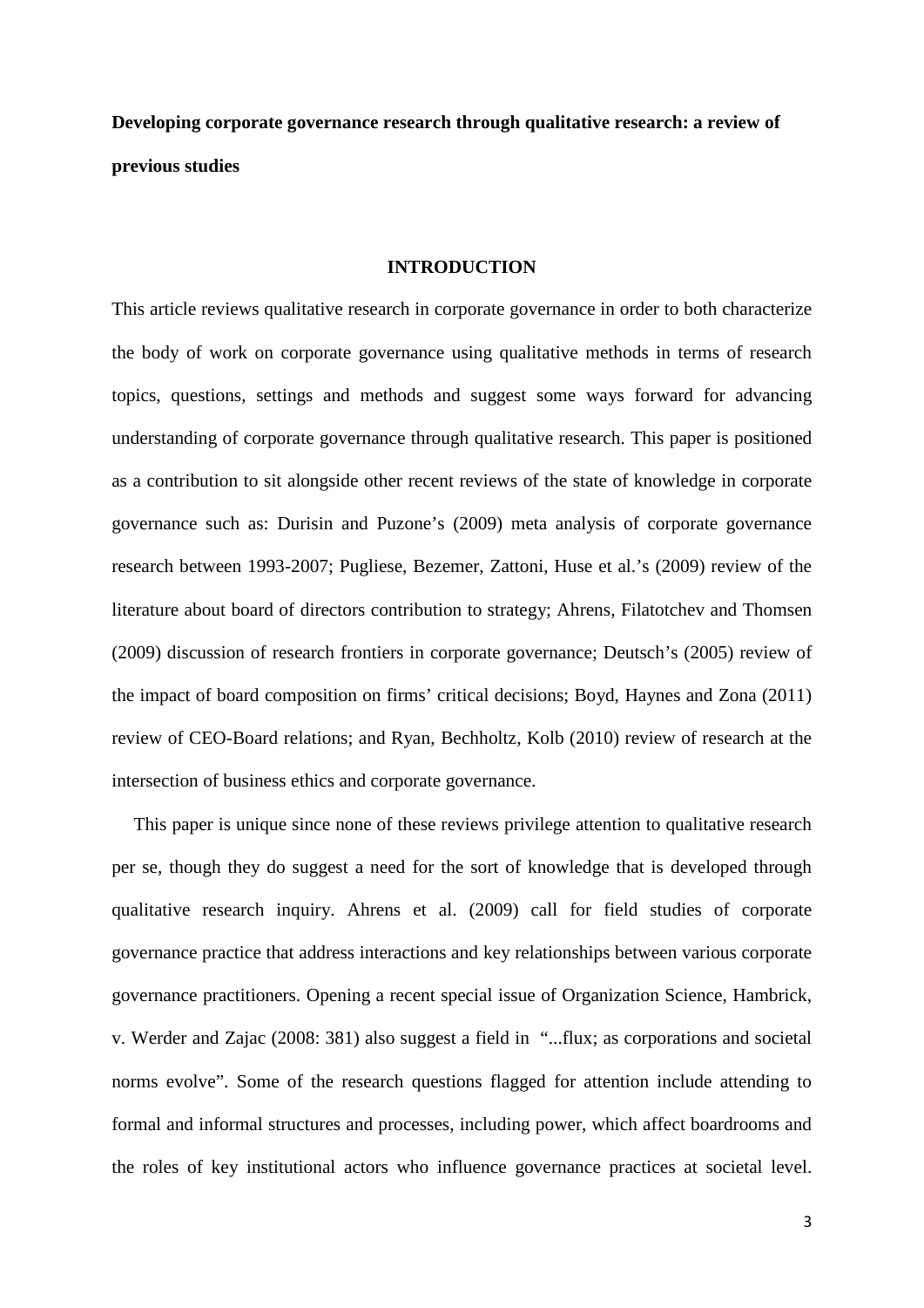**Developing corporate governance research through qualitative research: a review of previous studies**

## INTRODUCTION

This article reviews qualitative research in corporate governance in order to both characterize the body of work on corporate governance using qualitative methods in terms of research topics, questions, settings and methods and suggest some ways forward for advancing understanding of corporate governance through qualitative research. This paper is positioned as a contribution to sit alongside other recent reviews of the state of knowledge in corporate governance such as: Durisin and Puzone's (2009) meta analysis of corporate governance research between 1993-2007; Pugliese, Bezemer, Zattoni, Huse et al.'s (2009) review of the literature about board of directors contribution to strategy; Ahrens, Filatotchev and Thomsen (2009) discussion of research frontiers in corporate governance; Deutsch's (2005) review of the impact of board composition on firms' critical decisions; Boyd, Haynes and Zona (2011) review of CEO-Board relations; and Ryan, Bechholtz, Kolb (2010) review of research at the intersection of business ethics and corporate governance.

This paper is unique since none of these reviews privilege attention to qualitative research per se, though they do suggest a need for the sort of knowledge that is developed through qualitative research inquiry. Ahrens et al. (2009) call for field studies of corporate governance practice that address interactions and key relationships between various corporate governance practitioners. Opening a recent special issue of Organization Science, Hambrick, v. Werder and Zajac (2008: 381) also suggest a field in "...flux; as corporations and societal norms evolve". Some of the research questions flagged for attention include attending to formal and informal structures and processes, including power, which affect boardrooms and the roles of key institutional actors who influence governance practices at societal level.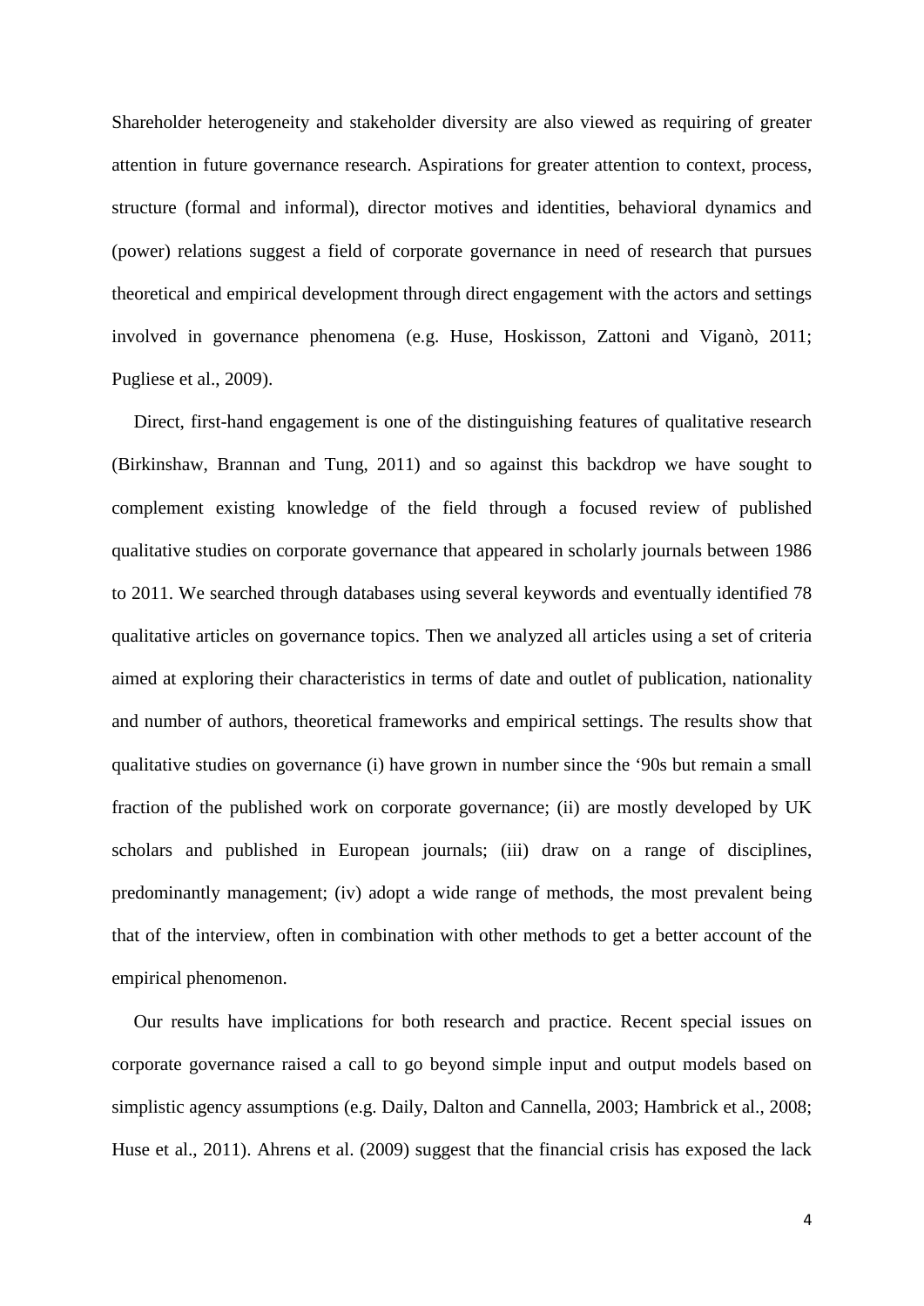Shareholder heterogeneity and stakeholder diversity are also viewed as requiring of greater attention in future governance research. Aspirations for greater attention to context, process, structure (formal and informal), director motives and identities, behavioral dynamics and (power) relations suggest a field of corporate governance in need of research that pursues theoretical and empirical development through direct engagement with the actors and settings involved in governance phenomena (e.g. Huse, Hoskisson, Zattoni and Viganò, 2011; Pugliese et al., 2009).

Direct, first-hand engagement is one of the distinguishing features of qualitative research (Birkinshaw, Brannan and Tung, 2011) and so against this backdrop we have sought to complement existing knowledge of the field through a focused review of published qualitative studies on corporate governance that appeared in scholarly journals between 1986 to 2011. We searched through databases using several keywords and eventually identified 78 qualitative articles on governance topics. Then we analyzed all articles using a set of criteria aimed at exploring their characteristics in terms of date and outlet of publication, nationality and number of authors, theoretical frameworks and empirical settings. The results show that qualitative studies on governance (i) have grown in number since the '90s but remain a small fraction of the published work on corporate governance; (ii) are mostly developed by UK scholars and published in European journals; (iii) draw on a range of disciplines, predominantly management; (iv) adopt a wide range of methods, the most prevalent being that of the interview, often in combination with other methods to get a better account of the empirical phenomenon.

Our results have implications for both research and practice. Recent special issues on corporate governance raised a call to go beyond simple input and output models based on simplistic agency assumptions (e.g. Daily, Dalton and Cannella, 2003; Hambrick et al., 2008; Huse et al., 2011). Ahrens et al. (2009) suggest that the financial crisis has exposed the lack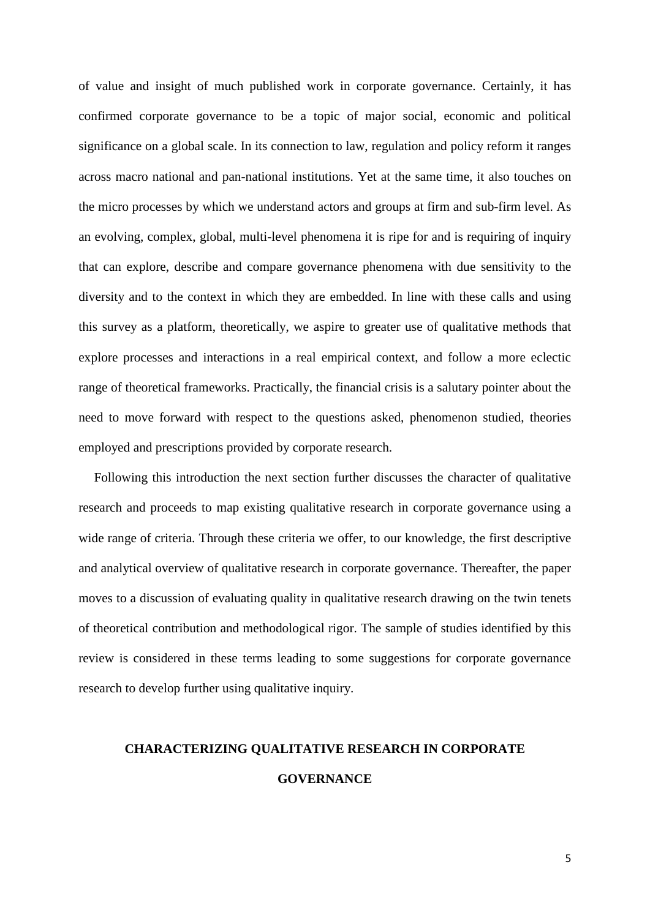of value and insight of much published work in corporate governance. Certainly, it has confirmed corporate governance to be a topic of major social, economic and political significance on a global scale. In its connection to law, regulation and policy reform it ranges across macro national and pan-national institutions. Yet at the same time, it also touches on the micro processes by which we understand actors and groups at firm and sub-firm level. As an evolving, complex, global, multi-level phenomena it is ripe for and is requiring of inquiry that can explore, describe and compare governance phenomena with due sensitivity to the diversity and to the context in which they are embedded. In line with these calls and using this survey as a platform, theoretically, we aspire to greater use of qualitative methods that explore processes and interactions in a real empirical context, and follow a more eclectic range of theoretical frameworks. Practically, the financial crisis is a salutary pointer about the need to move forward with respect to the questions asked, phenomenon studied, theories employed and prescriptions provided by corporate research.

Following this introduction the next section further discusses the character of qualitative research and proceeds to map existing qualitative research in corporate governance using a wide range of criteria. Through these criteria we offer, to our knowledge, the first descriptive and analytical overview of qualitative research in corporate governance. Thereafter, the paper moves to a discussion of evaluating quality in qualitative research drawing on the twin tenets of theoretical contribution and methodological rigor. The sample of studies identified by this review is considered in these terms leading to some suggestions for corporate governance research to develop further using qualitative inquiry.

## CHARACTERIZING QUALITATIVE RESEARCH IN CORPORATE GOVERNANCE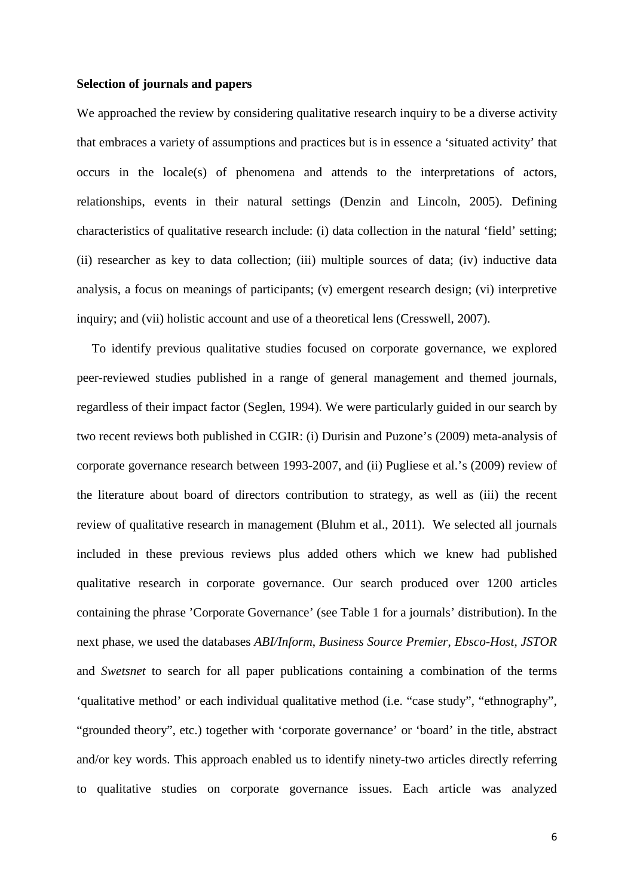**Selection of journals and papers**

We approached the review by considering qualitative research inquiry to be a diverse activity that embraces a variety of assumptions and practices but is in essence a 'situated activity' that occurs in the locale(s) of phenomena and attends to the interpretations of actors, relationships, events in their natural settings (Denzin and Lincoln, 2005). Defining characteristics of qualitative research include: (i) data collection in the natural 'field' setting; (ii) researcher as key to data collection; (iii) multiple sources of data; (iv) inductive data analysis, a focus on meanings of participants; (v) emergent research design; (vi) interpretive inquiry; and (vii) holistic account and use of a theoretical lens (Cresswell, 2007).

To identify previous qualitative studies focused on corporate governance, we explored peer-reviewed studies published in a range of general management and themed journals, regardless of their impact factor (Seglen, 1994). We were particularly guided in our search by two recent reviews both published in CGIR: (i) Durisin and Puzone's (2009) meta-analysis of corporate governance research between 1993-2007, and (ii) Pugliese et al.'s (2009) review of the literature about board of directors contribution to strategy, as well as (iii) the recent review of qualitative research in management (Bluhm et al., 2011). We selected all journals included in these previous reviews plus added others which we knew had published qualitative research in corporate governance. Our search produced over 1200 articles containing the phrase 'Corporate Governance' (see Table 1 for a journals' distribution). In the next phase, we used the databases *ABI/Inform*, *Business Source Premier*, *Ebsco-Host*, *JSTOR* and *Swetsnet* to search for all paper publications containing a combination of the terms 'qualitative method' or each individual qualitative method (i.e. "case study", "ethnography", "grounded theory", etc.) together with 'corporate governance' or 'board' in the title, abstract and/or key words. This approach enabled us to identify ninety-two articles directly referring to qualitative studies on corporate governance issues. Each article was analyzed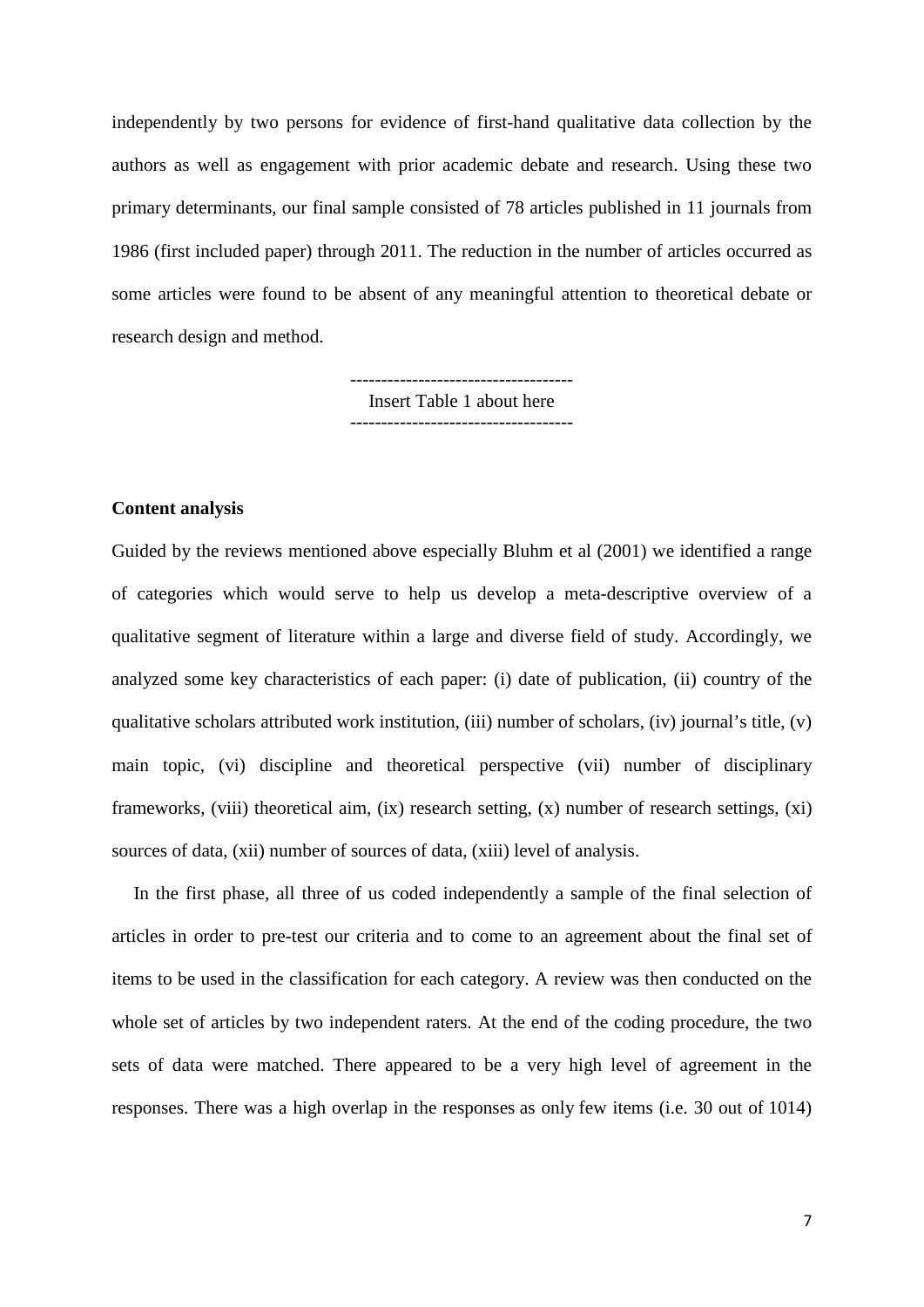independently by two persons for evidence of first-hand qualitative data collection by the authors as well as engagement with prior academic debate and research. Using these two primary determinants, our final sample consisted of 78 articles published in 11 journals from 1986 (first included paper) through 2011. The reduction in the number of articles occurred as some articles were found to be absent of any meaningful attention to theoretical debate or research design and method.

-----------------------------------
Insert Table 1 about here
-----------------------------------

**Content analysis**

Guided by the reviews mentioned above especially Bluhm et al (2001) we identified a range of categories which would serve to help us develop a meta-descriptive overview of a qualitative segment of literature within a large and diverse field of study. Accordingly, we analyzed some key characteristics of each paper: (i) date of publication, (ii) country of the qualitative scholars attributed work institution, (iii) number of scholars, (iv) journal's title, (v) main topic, (vi) discipline and theoretical perspective (vii) number of disciplinary frameworks, (viii) theoretical aim, (ix) research setting, (x) number of research settings, (xi) sources of data, (xii) number of sources of data, (xiii) level of analysis.

In the first phase, all three of us coded independently a sample of the final selection of articles in order to pre-test our criteria and to come to an agreement about the final set of items to be used in the classification for each category. A review was then conducted on the whole set of articles by two independent raters. At the end of the coding procedure, the two sets of data were matched. There appeared to be a very high level of agreement in the responses. There was a high overlap in the responses as only few items (i.e. 30 out of 1014)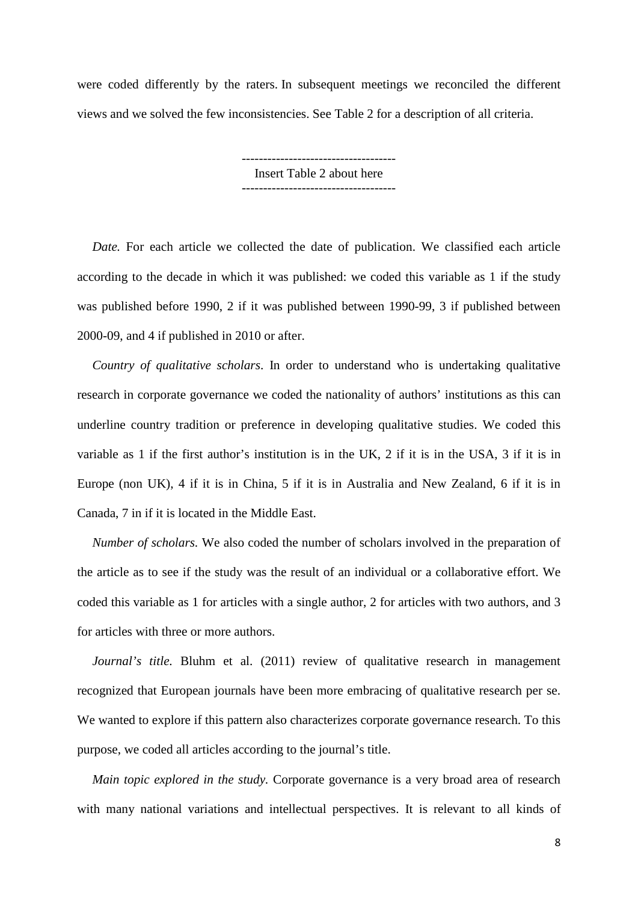were coded differently by the raters. In subsequent meetings we reconciled the different views and we solved the few inconsistencies. See Table 2 for a description of all criteria.

------------------------------------
Insert Table 2 about here
------------------------------------

*Date.* For each article we collected the date of publication. We classified each article according to the decade in which it was published: we coded this variable as 1 if the study was published before 1990, 2 if it was published between 1990-99, 3 if published between 2000-09, and 4 if published in 2010 or after.

*Country of qualitative scholars*. In order to understand who is undertaking qualitative research in corporate governance we coded the nationality of authors' institutions as this can underline country tradition or preference in developing qualitative studies. We coded this variable as 1 if the first author's institution is in the UK, 2 if it is in the USA, 3 if it is in Europe (non UK), 4 if it is in China, 5 if it is in Australia and New Zealand, 6 if it is in Canada, 7 in if it is located in the Middle East.

*Number of scholars.* We also coded the number of scholars involved in the preparation of the article as to see if the study was the result of an individual or a collaborative effort. We coded this variable as 1 for articles with a single author, 2 for articles with two authors, and 3 for articles with three or more authors.

*Journal's title.* Bluhm et al. (2011) review of qualitative research in management recognized that European journals have been more embracing of qualitative research per se. We wanted to explore if this pattern also characterizes corporate governance research. To this purpose, we coded all articles according to the journal's title.

*Main topic explored in the study.* Corporate governance is a very broad area of research with many national variations and intellectual perspectives. It is relevant to all kinds of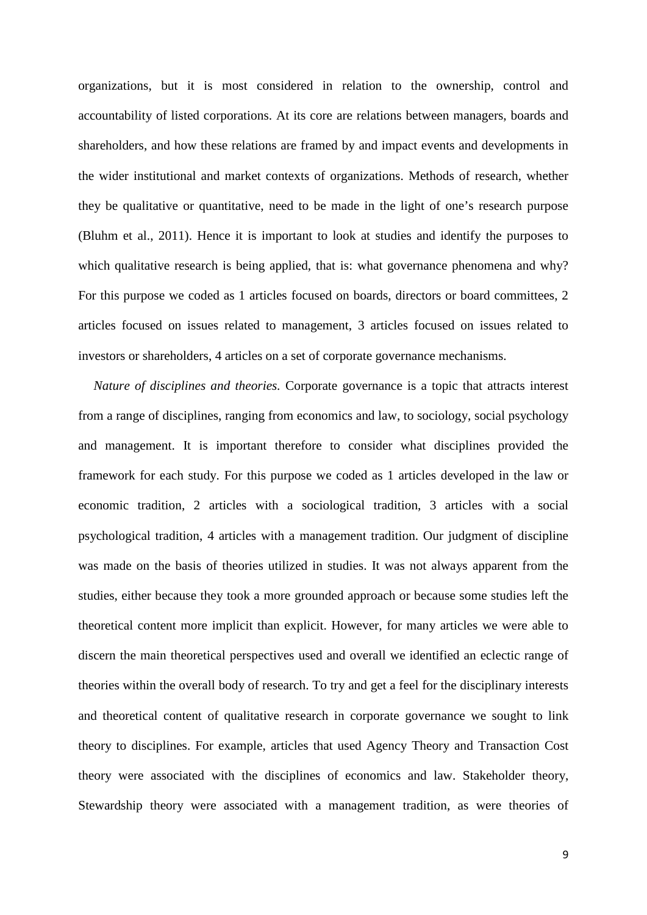organizations, but it is most considered in relation to the ownership, control and accountability of listed corporations. At its core are relations between managers, boards and shareholders, and how these relations are framed by and impact events and developments in the wider institutional and market contexts of organizations. Methods of research, whether they be qualitative or quantitative, need to be made in the light of one's research purpose (Bluhm et al., 2011). Hence it is important to look at studies and identify the purposes to which qualitative research is being applied, that is: what governance phenomena and why? For this purpose we coded as 1 articles focused on boards, directors or board committees, 2 articles focused on issues related to management, 3 articles focused on issues related to investors or shareholders, 4 articles on a set of corporate governance mechanisms.

*Nature of disciplines and theories.* Corporate governance is a topic that attracts interest from a range of disciplines, ranging from economics and law, to sociology, social psychology and management. It is important therefore to consider what disciplines provided the framework for each study. For this purpose we coded as 1 articles developed in the law or economic tradition, 2 articles with a sociological tradition, 3 articles with a social psychological tradition, 4 articles with a management tradition. Our judgment of discipline was made on the basis of theories utilized in studies. It was not always apparent from the studies, either because they took a more grounded approach or because some studies left the theoretical content more implicit than explicit. However, for many articles we were able to discern the main theoretical perspectives used and overall we identified an eclectic range of theories within the overall body of research. To try and get a feel for the disciplinary interests and theoretical content of qualitative research in corporate governance we sought to link theory to disciplines. For example, articles that used Agency Theory and Transaction Cost theory were associated with the disciplines of economics and law. Stakeholder theory, Stewardship theory were associated with a management tradition, as were theories of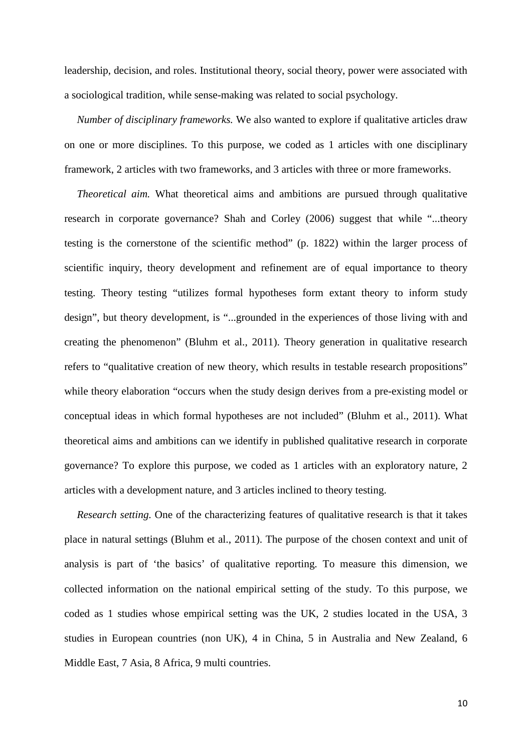leadership, decision, and roles. Institutional theory, social theory, power were associated with a sociological tradition, while sense-making was related to social psychology.

*Number of disciplinary frameworks.* We also wanted to explore if qualitative articles draw on one or more disciplines. To this purpose, we coded as 1 articles with one disciplinary framework, 2 articles with two frameworks, and 3 articles with three or more frameworks.

*Theoretical aim.* What theoretical aims and ambitions are pursued through qualitative research in corporate governance? Shah and Corley (2006) suggest that while "...theory testing is the cornerstone of the scientific method" (p. 1822) within the larger process of scientific inquiry, theory development and refinement are of equal importance to theory testing. Theory testing "utilizes formal hypotheses form extant theory to inform study design", but theory development, is "...grounded in the experiences of those living with and creating the phenomenon" (Bluhm et al., 2011). Theory generation in qualitative research refers to "qualitative creation of new theory, which results in testable research propositions" while theory elaboration "occurs when the study design derives from a pre-existing model or conceptual ideas in which formal hypotheses are not included" (Bluhm et al., 2011). What theoretical aims and ambitions can we identify in published qualitative research in corporate governance? To explore this purpose, we coded as 1 articles with an exploratory nature, 2 articles with a development nature, and 3 articles inclined to theory testing.

*Research setting.* One of the characterizing features of qualitative research is that it takes place in natural settings (Bluhm et al., 2011). The purpose of the chosen context and unit of analysis is part of 'the basics' of qualitative reporting. To measure this dimension, we collected information on the national empirical setting of the study. To this purpose, we coded as 1 studies whose empirical setting was the UK, 2 studies located in the USA, 3 studies in European countries (non UK), 4 in China, 5 in Australia and New Zealand, 6 Middle East, 7 Asia, 8 Africa, 9 multi countries.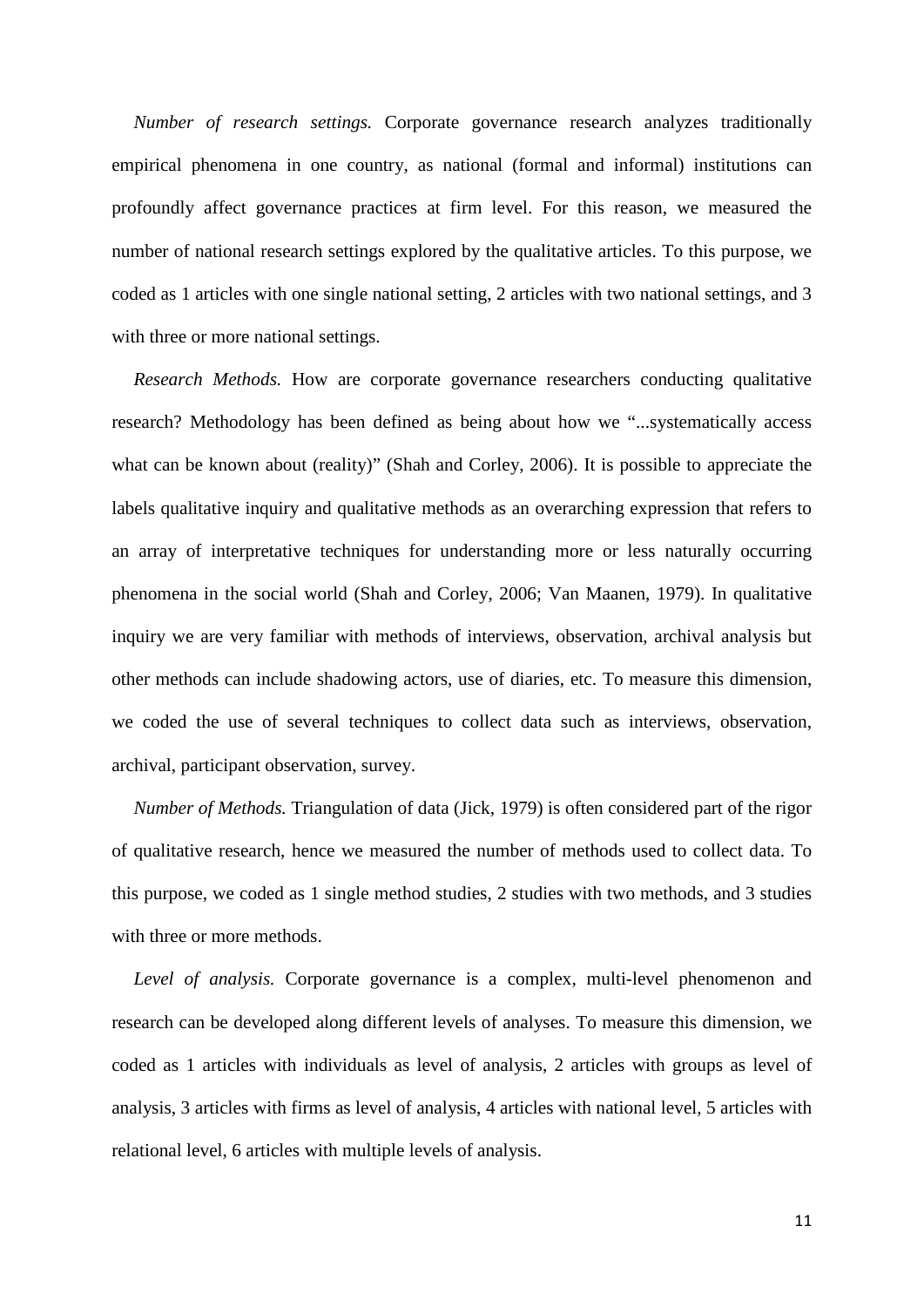*Number of research settings.* Corporate governance research analyzes traditionally empirical phenomena in one country, as national (formal and informal) institutions can profoundly affect governance practices at firm level. For this reason, we measured the number of national research settings explored by the qualitative articles. To this purpose, we coded as 1 articles with one single national setting, 2 articles with two national settings, and 3 with three or more national settings.

*Research Methods.* How are corporate governance researchers conducting qualitative research? Methodology has been defined as being about how we "...systematically access what can be known about (reality)" (Shah and Corley, 2006). It is possible to appreciate the labels qualitative inquiry and qualitative methods as an overarching expression that refers to an array of interpretative techniques for understanding more or less naturally occurring phenomena in the social world (Shah and Corley, 2006; Van Maanen, 1979). In qualitative inquiry we are very familiar with methods of interviews, observation, archival analysis but other methods can include shadowing actors, use of diaries, etc. To measure this dimension, we coded the use of several techniques to collect data such as interviews, observation, archival, participant observation, survey.

*Number of Methods.* Triangulation of data (Jick, 1979) is often considered part of the rigor of qualitative research, hence we measured the number of methods used to collect data. To this purpose, we coded as 1 single method studies, 2 studies with two methods, and 3 studies with three or more methods.

*Level of analysis.* Corporate governance is a complex, multi-level phenomenon and research can be developed along different levels of analyses. To measure this dimension, we coded as 1 articles with individuals as level of analysis, 2 articles with groups as level of analysis, 3 articles with firms as level of analysis, 4 articles with national level, 5 articles with relational level, 6 articles with multiple levels of analysis.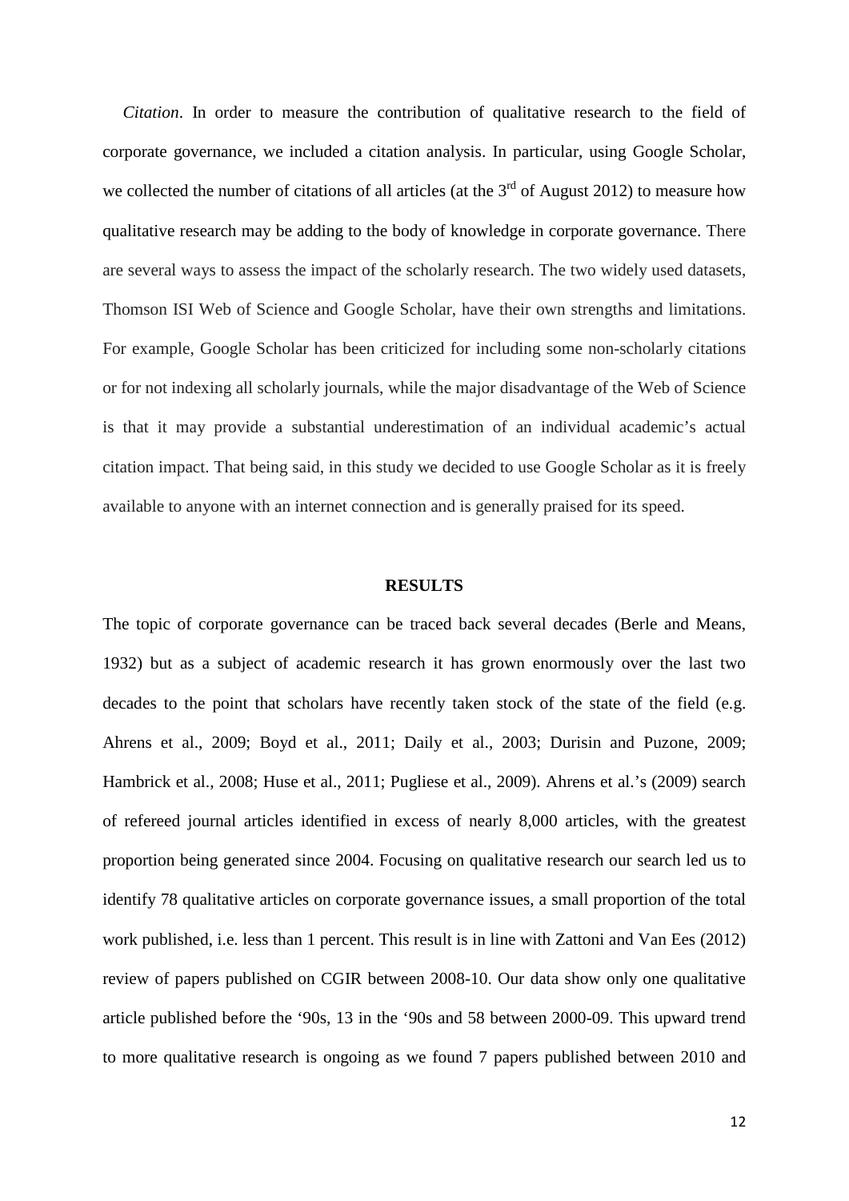*Citation*. In order to measure the contribution of qualitative research to the field of corporate governance, we included a citation analysis. In particular, using Google Scholar, we collected the number of citations of all articles (at the 3rd of August 2012) to measure how qualitative research may be adding to the body of knowledge in corporate governance. There are several ways to assess the impact of the scholarly research. The two widely used datasets, Thomson ISI Web of Science and Google Scholar, have their own strengths and limitations. For example, Google Scholar has been criticized for including some non-scholarly citations or for not indexing all scholarly journals, while the major disadvantage of the Web of Science is that it may provide a substantial underestimation of an individual academic's actual citation impact. That being said, in this study we decided to use Google Scholar as it is freely available to anyone with an internet connection and is generally praised for its speed.

## RESULTS

The topic of corporate governance can be traced back several decades (Berle and Means, 1932) but as a subject of academic research it has grown enormously over the last two decades to the point that scholars have recently taken stock of the state of the field (e.g. Ahrens et al., 2009; Boyd et al., 2011; Daily et al., 2003; Durisin and Puzone, 2009; Hambrick et al., 2008; Huse et al., 2011; Pugliese et al., 2009). Ahrens et al.'s (2009) search of refereed journal articles identified in excess of nearly 8,000 articles, with the greatest proportion being generated since 2004. Focusing on qualitative research our search led us to identify 78 qualitative articles on corporate governance issues, a small proportion of the total work published, i.e. less than 1 percent. This result is in line with Zattoni and Van Ees (2012) review of papers published on CGIR between 2008-10. Our data show only one qualitative article published before the '90s, 13 in the '90s and 58 between 2000-09. This upward trend to more qualitative research is ongoing as we found 7 papers published between 2010 and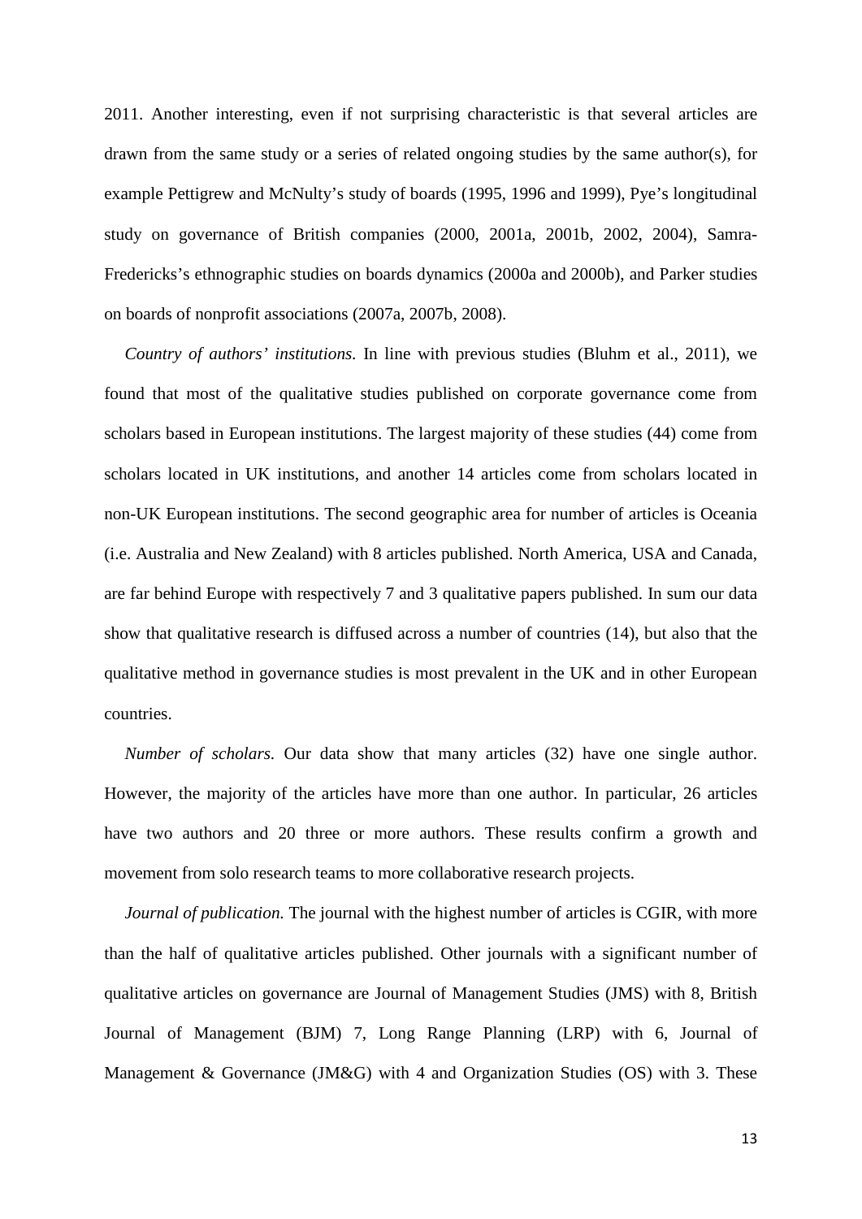2011. Another interesting, even if not surprising characteristic is that several articles are drawn from the same study or a series of related ongoing studies by the same author(s), for example Pettigrew and McNulty's study of boards (1995, 1996 and 1999), Pye's longitudinal study on governance of British companies (2000, 2001a, 2001b, 2002, 2004), Samra-Fredericks's ethnographic studies on boards dynamics (2000a and 2000b), and Parker studies on boards of nonprofit associations (2007a, 2007b, 2008).

*Country of authors' institutions.* In line with previous studies (Bluhm et al., 2011), we found that most of the qualitative studies published on corporate governance come from scholars based in European institutions. The largest majority of these studies (44) come from scholars located in UK institutions, and another 14 articles come from scholars located in non-UK European institutions. The second geographic area for number of articles is Oceania (i.e. Australia and New Zealand) with 8 articles published. North America, USA and Canada, are far behind Europe with respectively 7 and 3 qualitative papers published. In sum our data show that qualitative research is diffused across a number of countries (14), but also that the qualitative method in governance studies is most prevalent in the UK and in other European countries.

*Number of scholars.* Our data show that many articles (32) have one single author. However, the majority of the articles have more than one author. In particular, 26 articles have two authors and 20 three or more authors. These results confirm a growth and movement from solo research teams to more collaborative research projects.

*Journal of publication.* The journal with the highest number of articles is CGIR, with more than the half of qualitative articles published. Other journals with a significant number of qualitative articles on governance are Journal of Management Studies (JMS) with 8, British Journal of Management (BJM) 7, Long Range Planning (LRP) with 6, Journal of Management & Governance (JM&G) with 4 and Organization Studies (OS) with 3. These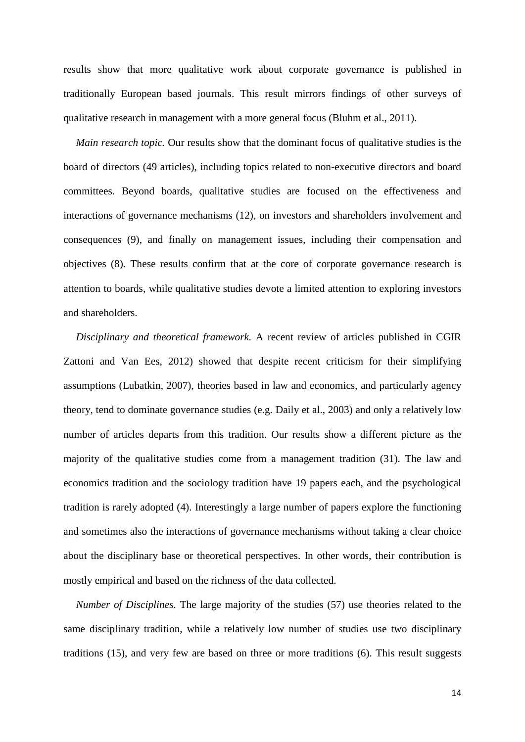results show that more qualitative work about corporate governance is published in traditionally European based journals. This result mirrors findings of other surveys of qualitative research in management with a more general focus (Bluhm et al., 2011).

*Main research topic.* Our results show that the dominant focus of qualitative studies is the board of directors (49 articles), including topics related to non-executive directors and board committees. Beyond boards, qualitative studies are focused on the effectiveness and interactions of governance mechanisms (12), on investors and shareholders involvement and consequences (9), and finally on management issues, including their compensation and objectives (8). These results confirm that at the core of corporate governance research is attention to boards, while qualitative studies devote a limited attention to exploring investors and shareholders.

*Disciplinary and theoretical framework.* A recent review of articles published in CGIR Zattoni and Van Ees, 2012) showed that despite recent criticism for their simplifying assumptions (Lubatkin, 2007), theories based in law and economics, and particularly agency theory, tend to dominate governance studies (e.g. Daily et al., 2003) and only a relatively low number of articles departs from this tradition. Our results show a different picture as the majority of the qualitative studies come from a management tradition (31). The law and economics tradition and the sociology tradition have 19 papers each, and the psychological tradition is rarely adopted (4). Interestingly a large number of papers explore the functioning and sometimes also the interactions of governance mechanisms without taking a clear choice about the disciplinary base or theoretical perspectives. In other words, their contribution is mostly empirical and based on the richness of the data collected.

*Number of Disciplines.* The large majority of the studies (57) use theories related to the same disciplinary tradition, while a relatively low number of studies use two disciplinary traditions (15), and very few are based on three or more traditions (6). This result suggests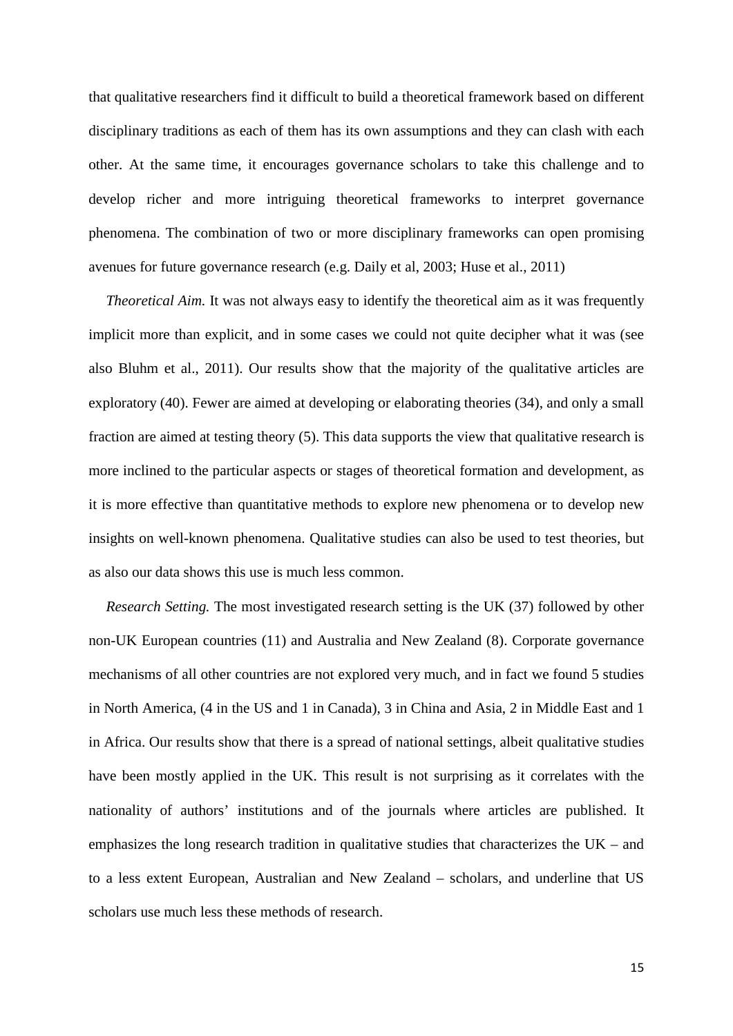that qualitative researchers find it difficult to build a theoretical framework based on different disciplinary traditions as each of them has its own assumptions and they can clash with each other. At the same time, it encourages governance scholars to take this challenge and to develop richer and more intriguing theoretical frameworks to interpret governance phenomena. The combination of two or more disciplinary frameworks can open promising avenues for future governance research (e.g. Daily et al, 2003; Huse et al., 2011)

*Theoretical Aim.* It was not always easy to identify the theoretical aim as it was frequently implicit more than explicit, and in some cases we could not quite decipher what it was (see also Bluhm et al., 2011). Our results show that the majority of the qualitative articles are exploratory (40). Fewer are aimed at developing or elaborating theories (34), and only a small fraction are aimed at testing theory (5). This data supports the view that qualitative research is more inclined to the particular aspects or stages of theoretical formation and development, as it is more effective than quantitative methods to explore new phenomena or to develop new insights on well-known phenomena. Qualitative studies can also be used to test theories, but as also our data shows this use is much less common.

*Research Setting.* The most investigated research setting is the UK (37) followed by other non-UK European countries (11) and Australia and New Zealand (8). Corporate governance mechanisms of all other countries are not explored very much, and in fact we found 5 studies in North America, (4 in the US and 1 in Canada), 3 in China and Asia, 2 in Middle East and 1 in Africa. Our results show that there is a spread of national settings, albeit qualitative studies have been mostly applied in the UK. This result is not surprising as it correlates with the nationality of authors' institutions and of the journals where articles are published. It emphasizes the long research tradition in qualitative studies that characterizes the UK – and to a less extent European, Australian and New Zealand – scholars, and underline that US scholars use much less these methods of research.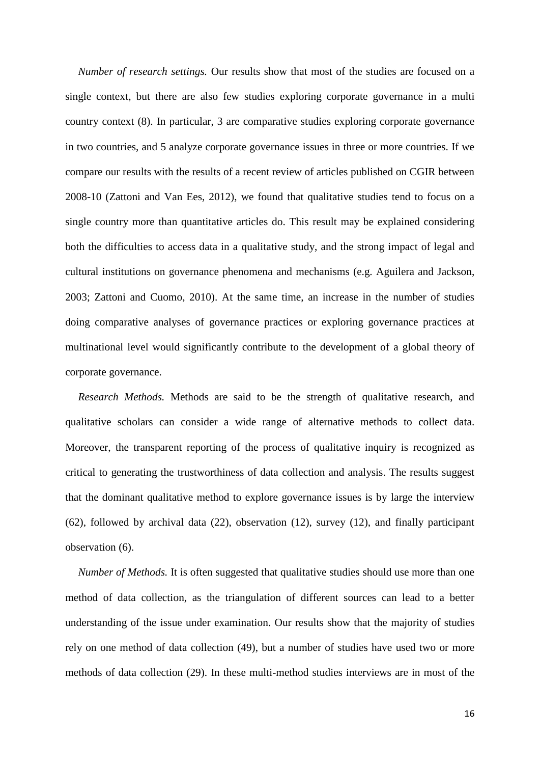*Number of research settings.* Our results show that most of the studies are focused on a single context, but there are also few studies exploring corporate governance in a multi country context (8). In particular, 3 are comparative studies exploring corporate governance in two countries, and 5 analyze corporate governance issues in three or more countries. If we compare our results with the results of a recent review of articles published on CGIR between 2008-10 (Zattoni and Van Ees, 2012), we found that qualitative studies tend to focus on a single country more than quantitative articles do. This result may be explained considering both the difficulties to access data in a qualitative study, and the strong impact of legal and cultural institutions on governance phenomena and mechanisms (e.g. Aguilera and Jackson, 2003; Zattoni and Cuomo, 2010). At the same time, an increase in the number of studies doing comparative analyses of governance practices or exploring governance practices at multinational level would significantly contribute to the development of a global theory of corporate governance.

*Research Methods.* Methods are said to be the strength of qualitative research, and qualitative scholars can consider a wide range of alternative methods to collect data. Moreover, the transparent reporting of the process of qualitative inquiry is recognized as critical to generating the trustworthiness of data collection and analysis. The results suggest that the dominant qualitative method to explore governance issues is by large the interview (62), followed by archival data (22), observation (12), survey (12), and finally participant observation (6).

*Number of Methods.* It is often suggested that qualitative studies should use more than one method of data collection, as the triangulation of different sources can lead to a better understanding of the issue under examination. Our results show that the majority of studies rely on one method of data collection (49), but a number of studies have used two or more methods of data collection (29). In these multi-method studies interviews are in most of the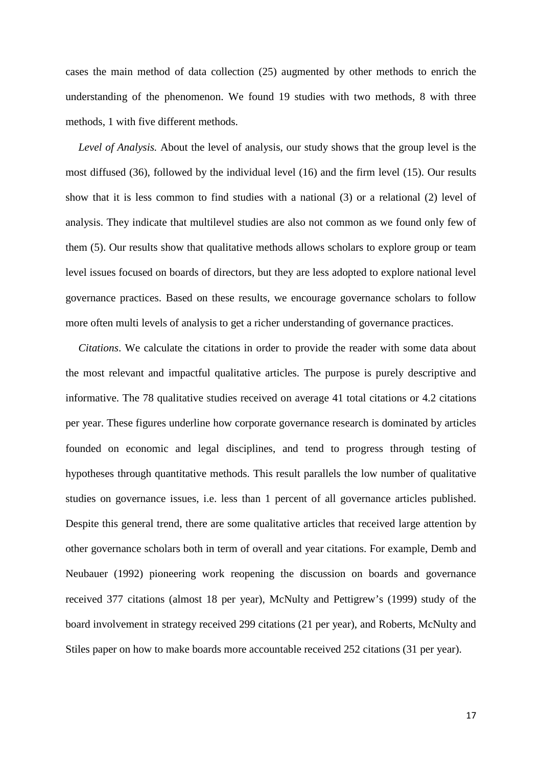cases the main method of data collection (25) augmented by other methods to enrich the understanding of the phenomenon. We found 19 studies with two methods, 8 with three methods, 1 with five different methods.

*Level of Analysis.* About the level of analysis, our study shows that the group level is the most diffused (36), followed by the individual level (16) and the firm level (15). Our results show that it is less common to find studies with a national (3) or a relational (2) level of analysis. They indicate that multilevel studies are also not common as we found only few of them (5). Our results show that qualitative methods allows scholars to explore group or team level issues focused on boards of directors, but they are less adopted to explore national level governance practices. Based on these results, we encourage governance scholars to follow more often multi levels of analysis to get a richer understanding of governance practices.

*Citations*. We calculate the citations in order to provide the reader with some data about the most relevant and impactful qualitative articles. The purpose is purely descriptive and informative. The 78 qualitative studies received on average 41 total citations or 4.2 citations per year. These figures underline how corporate governance research is dominated by articles founded on economic and legal disciplines, and tend to progress through testing of hypotheses through quantitative methods. This result parallels the low number of qualitative studies on governance issues, i.e. less than 1 percent of all governance articles published. Despite this general trend, there are some qualitative articles that received large attention by other governance scholars both in term of overall and year citations. For example, Demb and Neubauer (1992) pioneering work reopening the discussion on boards and governance received 377 citations (almost 18 per year), McNulty and Pettigrew's (1999) study of the board involvement in strategy received 299 citations (21 per year), and Roberts, McNulty and Stiles paper on how to make boards more accountable received 252 citations (31 per year).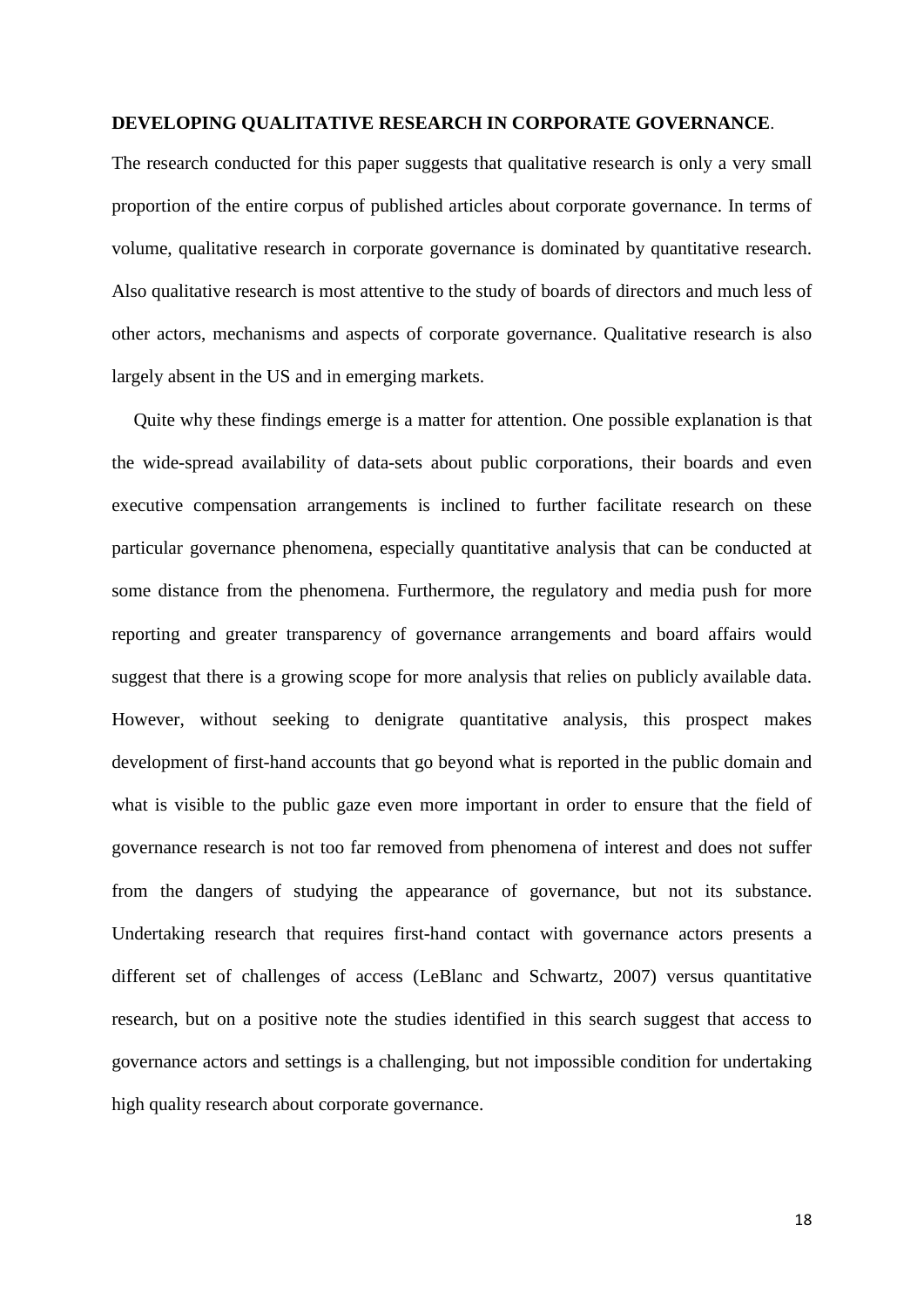**DEVELOPING QUALITATIVE RESEARCH IN CORPORATE GOVERNANCE**.

The research conducted for this paper suggests that qualitative research is only a very small proportion of the entire corpus of published articles about corporate governance. In terms of volume, qualitative research in corporate governance is dominated by quantitative research. Also qualitative research is most attentive to the study of boards of directors and much less of other actors, mechanisms and aspects of corporate governance. Qualitative research is also largely absent in the US and in emerging markets.

Quite why these findings emerge is a matter for attention. One possible explanation is that the wide-spread availability of data-sets about public corporations, their boards and even executive compensation arrangements is inclined to further facilitate research on these particular governance phenomena, especially quantitative analysis that can be conducted at some distance from the phenomena. Furthermore, the regulatory and media push for more reporting and greater transparency of governance arrangements and board affairs would suggest that there is a growing scope for more analysis that relies on publicly available data. However, without seeking to denigrate quantitative analysis, this prospect makes development of first-hand accounts that go beyond what is reported in the public domain and what is visible to the public gaze even more important in order to ensure that the field of governance research is not too far removed from phenomena of interest and does not suffer from the dangers of studying the appearance of governance, but not its substance. Undertaking research that requires first-hand contact with governance actors presents a different set of challenges of access (LeBlanc and Schwartz, 2007) versus quantitative research, but on a positive note the studies identified in this search suggest that access to governance actors and settings is a challenging, but not impossible condition for undertaking high quality research about corporate governance.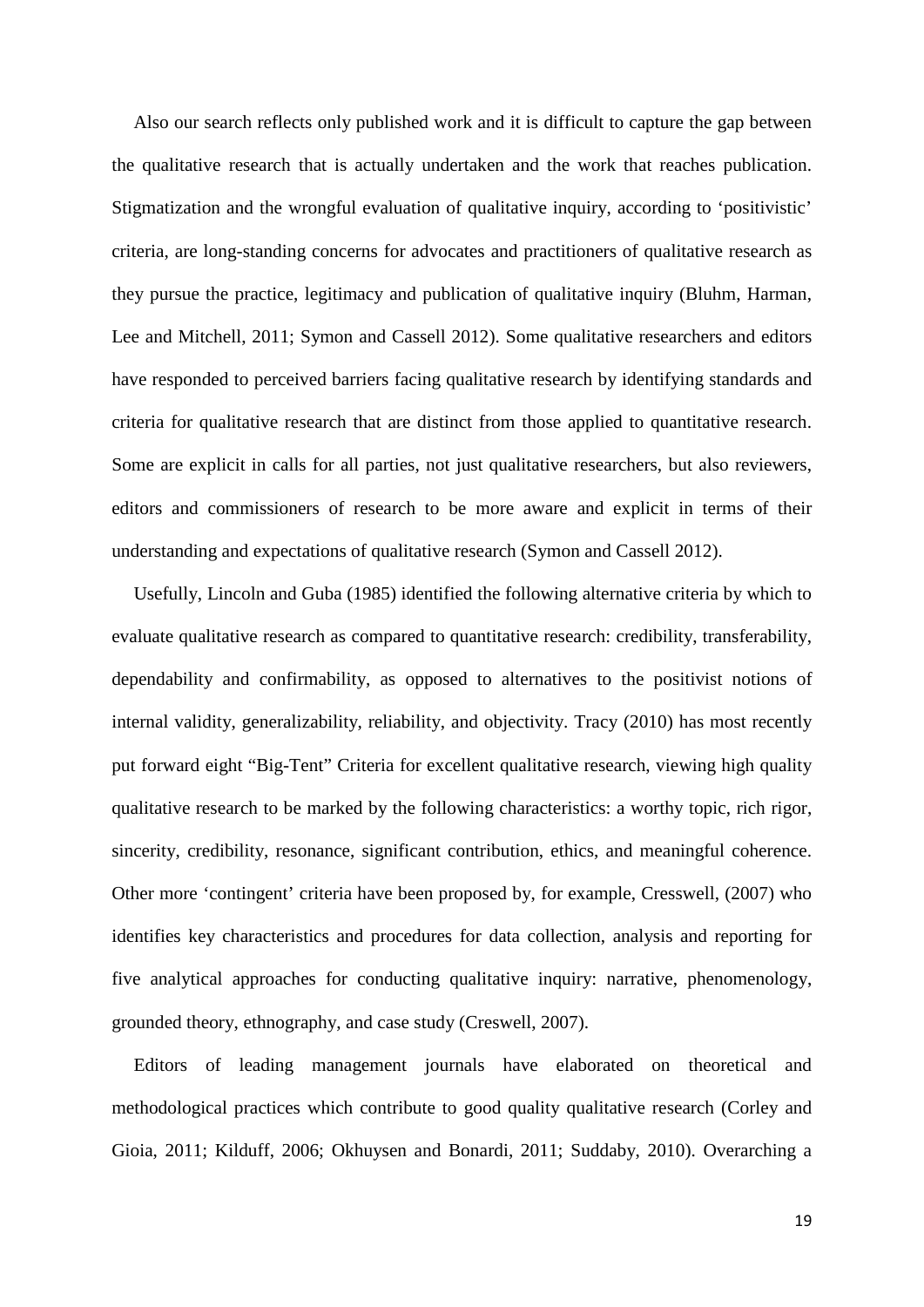Also our search reflects only published work and it is difficult to capture the gap between the qualitative research that is actually undertaken and the work that reaches publication. Stigmatization and the wrongful evaluation of qualitative inquiry, according to 'positivistic' criteria, are long-standing concerns for advocates and practitioners of qualitative research as they pursue the practice, legitimacy and publication of qualitative inquiry (Bluhm, Harman, Lee and Mitchell, 2011; Symon and Cassell 2012). Some qualitative researchers and editors have responded to perceived barriers facing qualitative research by identifying standards and criteria for qualitative research that are distinct from those applied to quantitative research. Some are explicit in calls for all parties, not just qualitative researchers, but also reviewers, editors and commissioners of research to be more aware and explicit in terms of their understanding and expectations of qualitative research (Symon and Cassell 2012).

Usefully, Lincoln and Guba (1985) identified the following alternative criteria by which to evaluate qualitative research as compared to quantitative research: credibility, transferability, dependability and confirmability, as opposed to alternatives to the positivist notions of internal validity, generalizability, reliability, and objectivity. Tracy (2010) has most recently put forward eight "Big-Tent" Criteria for excellent qualitative research, viewing high quality qualitative research to be marked by the following characteristics: a worthy topic, rich rigor, sincerity, credibility, resonance, significant contribution, ethics, and meaningful coherence. Other more 'contingent' criteria have been proposed by, for example, Cresswell, (2007) who identifies key characteristics and procedures for data collection, analysis and reporting for five analytical approaches for conducting qualitative inquiry: narrative, phenomenology, grounded theory, ethnography, and case study (Creswell, 2007).

Editors of leading management journals have elaborated on theoretical and methodological practices which contribute to good quality qualitative research (Corley and Gioia, 2011; Kilduff, 2006; Okhuysen and Bonardi, 2011; Suddaby, 2010). Overarching a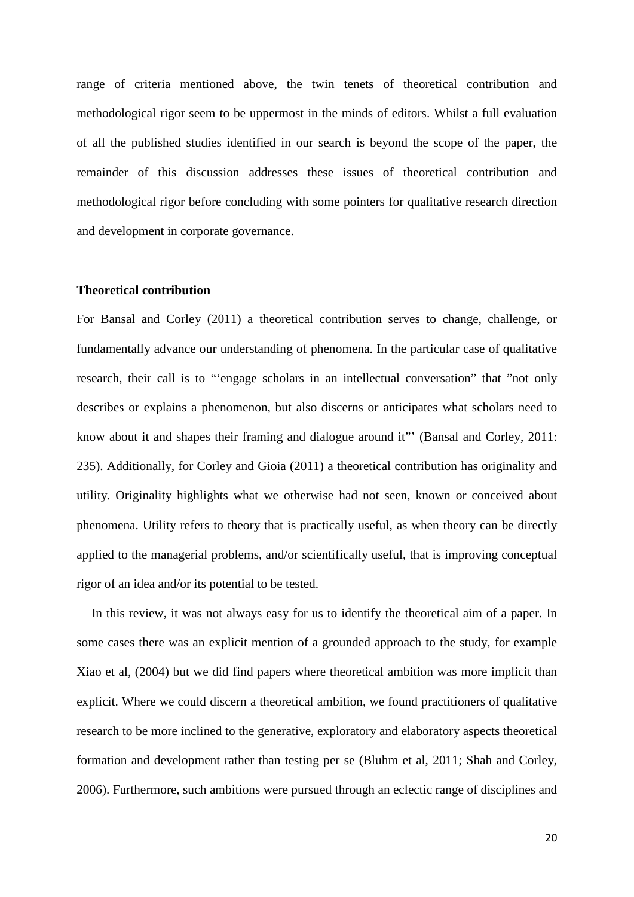range of criteria mentioned above, the twin tenets of theoretical contribution and methodological rigor seem to be uppermost in the minds of editors. Whilst a full evaluation of all the published studies identified in our search is beyond the scope of the paper, the remainder of this discussion addresses these issues of theoretical contribution and methodological rigor before concluding with some pointers for qualitative research direction and development in corporate governance.

**Theoretical contribution**

For Bansal and Corley (2011) a theoretical contribution serves to change, challenge, or fundamentally advance our understanding of phenomena. In the particular case of qualitative research, their call is to "'engage scholars in an intellectual conversation" that "not only describes or explains a phenomenon, but also discerns or anticipates what scholars need to know about it and shapes their framing and dialogue around it"' (Bansal and Corley, 2011: 235). Additionally, for Corley and Gioia (2011) a theoretical contribution has originality and utility. Originality highlights what we otherwise had not seen, known or conceived about phenomena. Utility refers to theory that is practically useful, as when theory can be directly applied to the managerial problems, and/or scientifically useful, that is improving conceptual rigor of an idea and/or its potential to be tested.

In this review, it was not always easy for us to identify the theoretical aim of a paper. In some cases there was an explicit mention of a grounded approach to the study, for example Xiao et al, (2004) but we did find papers where theoretical ambition was more implicit than explicit. Where we could discern a theoretical ambition, we found practitioners of qualitative research to be more inclined to the generative, exploratory and elaboratory aspects theoretical formation and development rather than testing per se (Bluhm et al, 2011; Shah and Corley, 2006). Furthermore, such ambitions were pursued through an eclectic range of disciplines and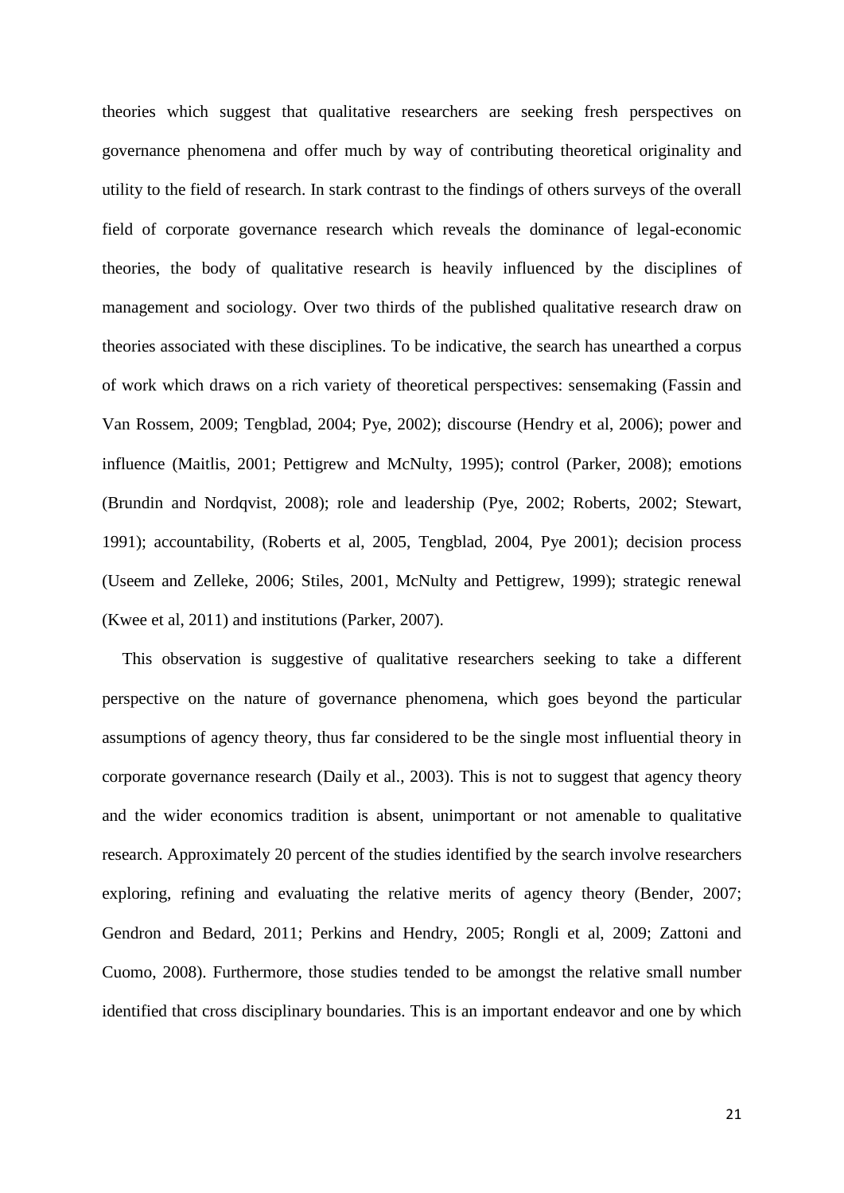theories which suggest that qualitative researchers are seeking fresh perspectives on governance phenomena and offer much by way of contributing theoretical originality and utility to the field of research. In stark contrast to the findings of others surveys of the overall field of corporate governance research which reveals the dominance of legal-economic theories, the body of qualitative research is heavily influenced by the disciplines of management and sociology. Over two thirds of the published qualitative research draw on theories associated with these disciplines. To be indicative, the search has unearthed a corpus of work which draws on a rich variety of theoretical perspectives: sensemaking (Fassin and Van Rossem, 2009; Tengblad, 2004; Pye, 2002); discourse (Hendry et al, 2006); power and influence (Maitlis, 2001; Pettigrew and McNulty, 1995); control (Parker, 2008); emotions (Brundin and Nordqvist, 2008); role and leadership (Pye, 2002; Roberts, 2002; Stewart, 1991); accountability, (Roberts et al, 2005, Tengblad, 2004, Pye 2001); decision process (Useem and Zelleke, 2006; Stiles, 2001, McNulty and Pettigrew, 1999); strategic renewal (Kwee et al, 2011) and institutions (Parker, 2007).

This observation is suggestive of qualitative researchers seeking to take a different perspective on the nature of governance phenomena, which goes beyond the particular assumptions of agency theory, thus far considered to be the single most influential theory in corporate governance research (Daily et al., 2003). This is not to suggest that agency theory and the wider economics tradition is absent, unimportant or not amenable to qualitative research. Approximately 20 percent of the studies identified by the search involve researchers exploring, refining and evaluating the relative merits of agency theory (Bender, 2007; Gendron and Bedard, 2011; Perkins and Hendry, 2005; Rongli et al, 2009; Zattoni and Cuomo, 2008). Furthermore, those studies tended to be amongst the relative small number identified that cross disciplinary boundaries. This is an important endeavor and one by which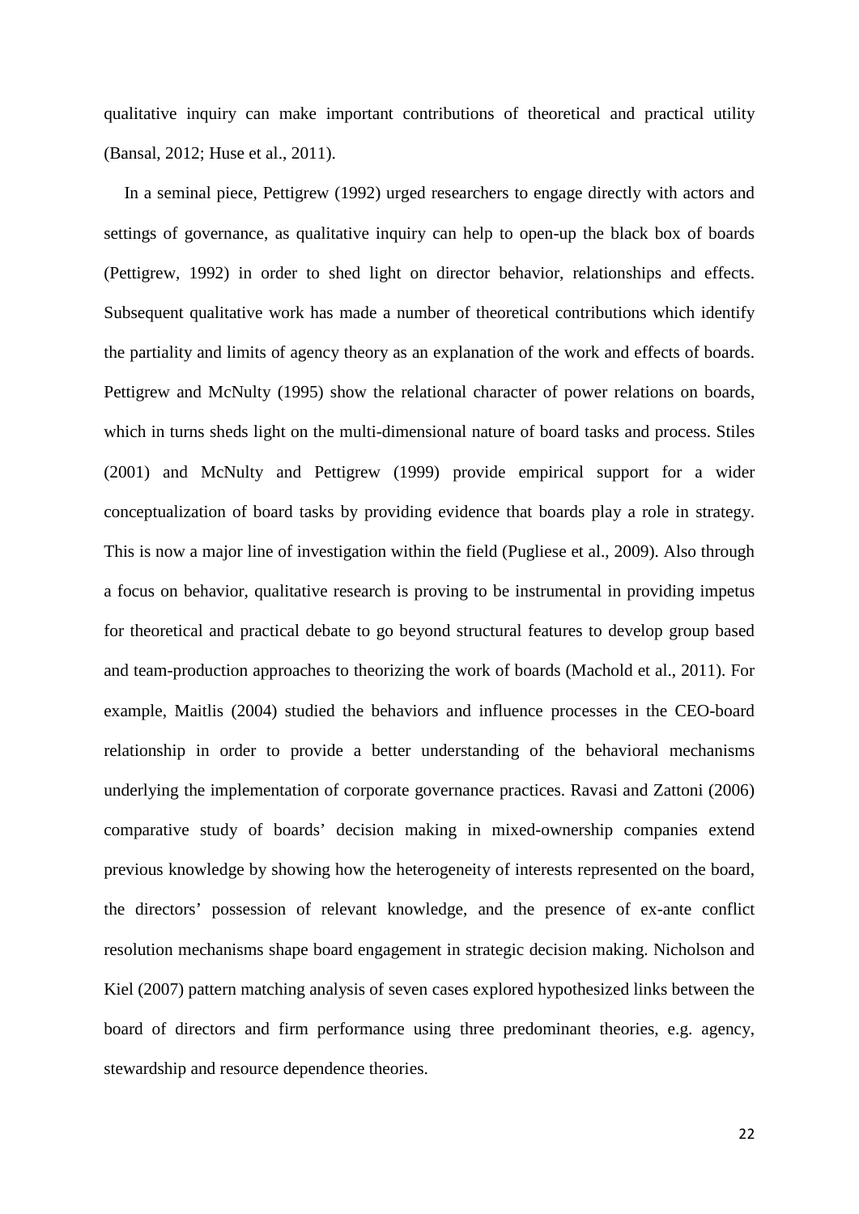qualitative inquiry can make important contributions of theoretical and practical utility (Bansal, 2012; Huse et al., 2011).

In a seminal piece, Pettigrew (1992) urged researchers to engage directly with actors and settings of governance, as qualitative inquiry can help to open-up the black box of boards (Pettigrew, 1992) in order to shed light on director behavior, relationships and effects. Subsequent qualitative work has made a number of theoretical contributions which identify the partiality and limits of agency theory as an explanation of the work and effects of boards. Pettigrew and McNulty (1995) show the relational character of power relations on boards, which in turns sheds light on the multi-dimensional nature of board tasks and process. Stiles (2001) and McNulty and Pettigrew (1999) provide empirical support for a wider conceptualization of board tasks by providing evidence that boards play a role in strategy. This is now a major line of investigation within the field (Pugliese et al., 2009). Also through a focus on behavior, qualitative research is proving to be instrumental in providing impetus for theoretical and practical debate to go beyond structural features to develop group based and team-production approaches to theorizing the work of boards (Machold et al., 2011). For example, Maitlis (2004) studied the behaviors and influence processes in the CEO-board relationship in order to provide a better understanding of the behavioral mechanisms underlying the implementation of corporate governance practices. Ravasi and Zattoni (2006) comparative study of boards' decision making in mixed-ownership companies extend previous knowledge by showing how the heterogeneity of interests represented on the board, the directors' possession of relevant knowledge, and the presence of ex-ante conflict resolution mechanisms shape board engagement in strategic decision making. Nicholson and Kiel (2007) pattern matching analysis of seven cases explored hypothesized links between the board of directors and firm performance using three predominant theories, e.g. agency, stewardship and resource dependence theories.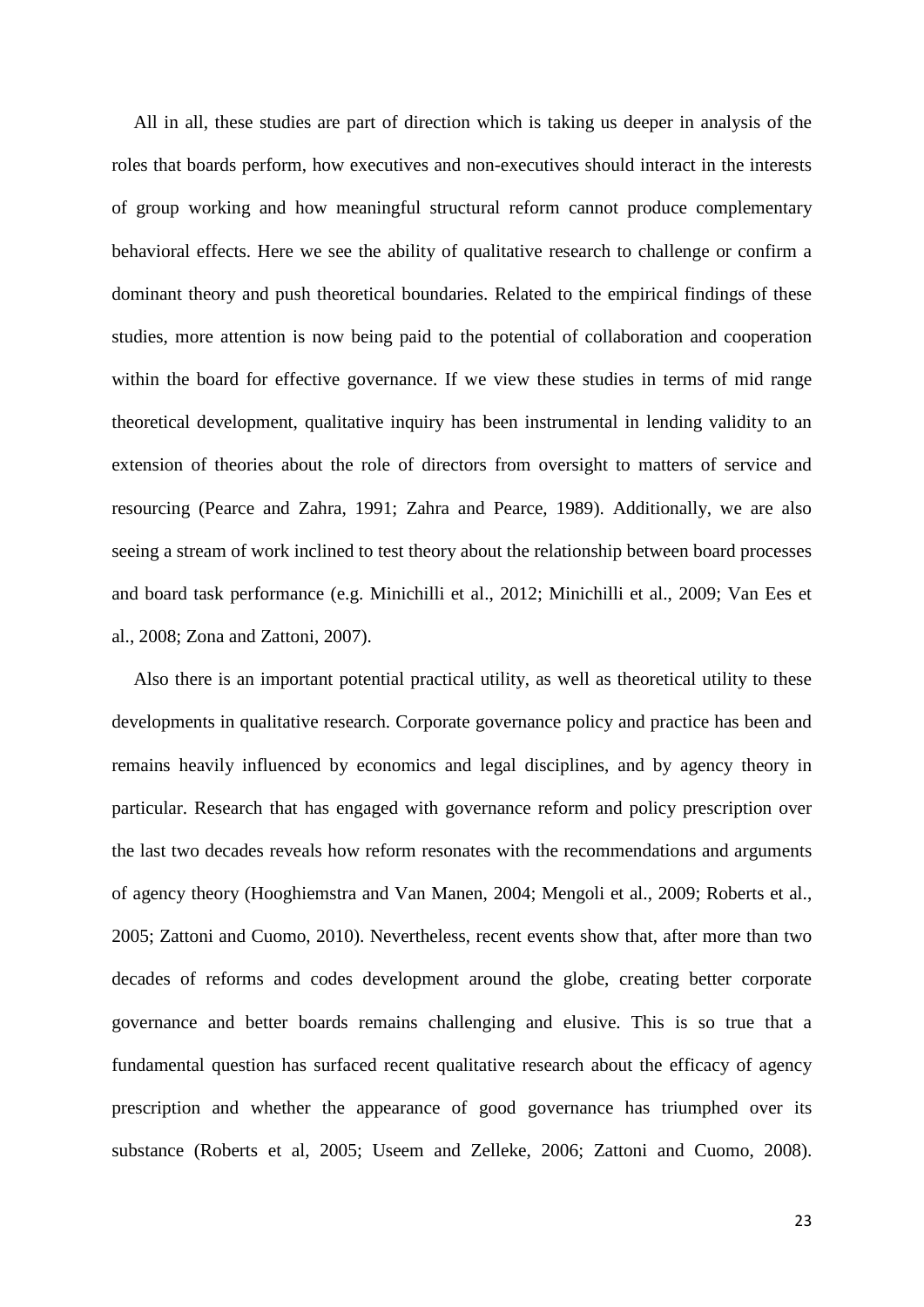All in all, these studies are part of direction which is taking us deeper in analysis of the roles that boards perform, how executives and non-executives should interact in the interests of group working and how meaningful structural reform cannot produce complementary behavioral effects. Here we see the ability of qualitative research to challenge or confirm a dominant theory and push theoretical boundaries. Related to the empirical findings of these studies, more attention is now being paid to the potential of collaboration and cooperation within the board for effective governance. If we view these studies in terms of mid range theoretical development, qualitative inquiry has been instrumental in lending validity to an extension of theories about the role of directors from oversight to matters of service and resourcing (Pearce and Zahra, 1991; Zahra and Pearce, 1989). Additionally, we are also seeing a stream of work inclined to test theory about the relationship between board processes and board task performance (e.g. Minichilli et al., 2012; Minichilli et al., 2009; Van Ees et al., 2008; Zona and Zattoni, 2007).

Also there is an important potential practical utility, as well as theoretical utility to these developments in qualitative research. Corporate governance policy and practice has been and remains heavily influenced by economics and legal disciplines, and by agency theory in particular. Research that has engaged with governance reform and policy prescription over the last two decades reveals how reform resonates with the recommendations and arguments of agency theory (Hooghiemstra and Van Manen, 2004; Mengoli et al., 2009; Roberts et al., 2005; Zattoni and Cuomo, 2010). Nevertheless, recent events show that, after more than two decades of reforms and codes development around the globe, creating better corporate governance and better boards remains challenging and elusive. This is so true that a fundamental question has surfaced recent qualitative research about the efficacy of agency prescription and whether the appearance of good governance has triumphed over its substance (Roberts et al, 2005; Useem and Zelleke, 2006; Zattoni and Cuomo, 2008).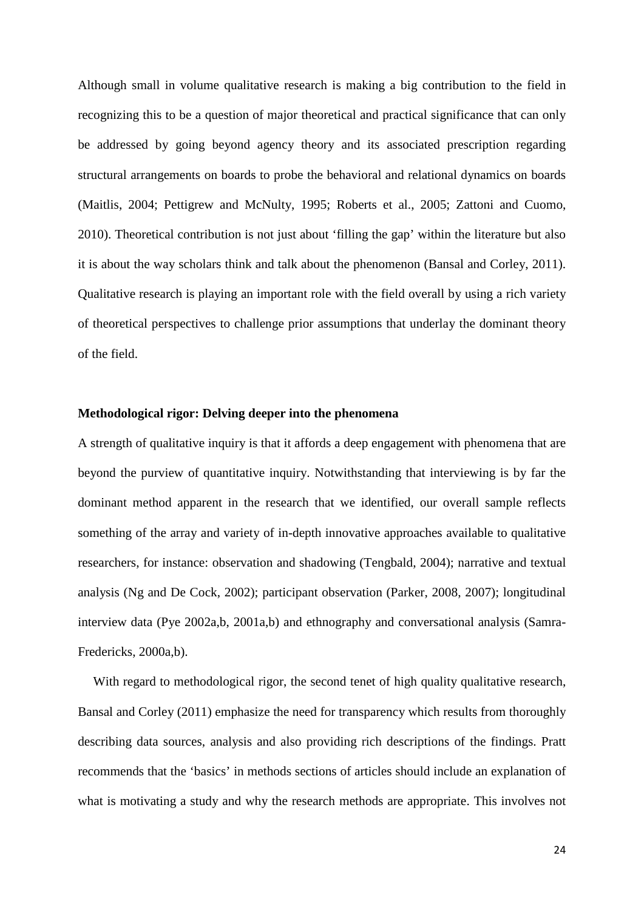Although small in volume qualitative research is making a big contribution to the field in recognizing this to be a question of major theoretical and practical significance that can only be addressed by going beyond agency theory and its associated prescription regarding structural arrangements on boards to probe the behavioral and relational dynamics on boards (Maitlis, 2004; Pettigrew and McNulty, 1995; Roberts et al., 2005; Zattoni and Cuomo, 2010). Theoretical contribution is not just about 'filling the gap' within the literature but also it is about the way scholars think and talk about the phenomenon (Bansal and Corley, 2011). Qualitative research is playing an important role with the field overall by using a rich variety of theoretical perspectives to challenge prior assumptions that underlay the dominant theory of the field.

**Methodological rigor: Delving deeper into the phenomena**

A strength of qualitative inquiry is that it affords a deep engagement with phenomena that are beyond the purview of quantitative inquiry. Notwithstanding that interviewing is by far the dominant method apparent in the research that we identified, our overall sample reflects something of the array and variety of in-depth innovative approaches available to qualitative researchers, for instance: observation and shadowing (Tengbald, 2004); narrative and textual analysis (Ng and De Cock, 2002); participant observation (Parker, 2008, 2007); longitudinal interview data (Pye 2002a,b, 2001a,b) and ethnography and conversational analysis (Samra-Fredericks, 2000a,b).

With regard to methodological rigor, the second tenet of high quality qualitative research, Bansal and Corley (2011) emphasize the need for transparency which results from thoroughly describing data sources, analysis and also providing rich descriptions of the findings. Pratt recommends that the 'basics' in methods sections of articles should include an explanation of what is motivating a study and why the research methods are appropriate. This involves not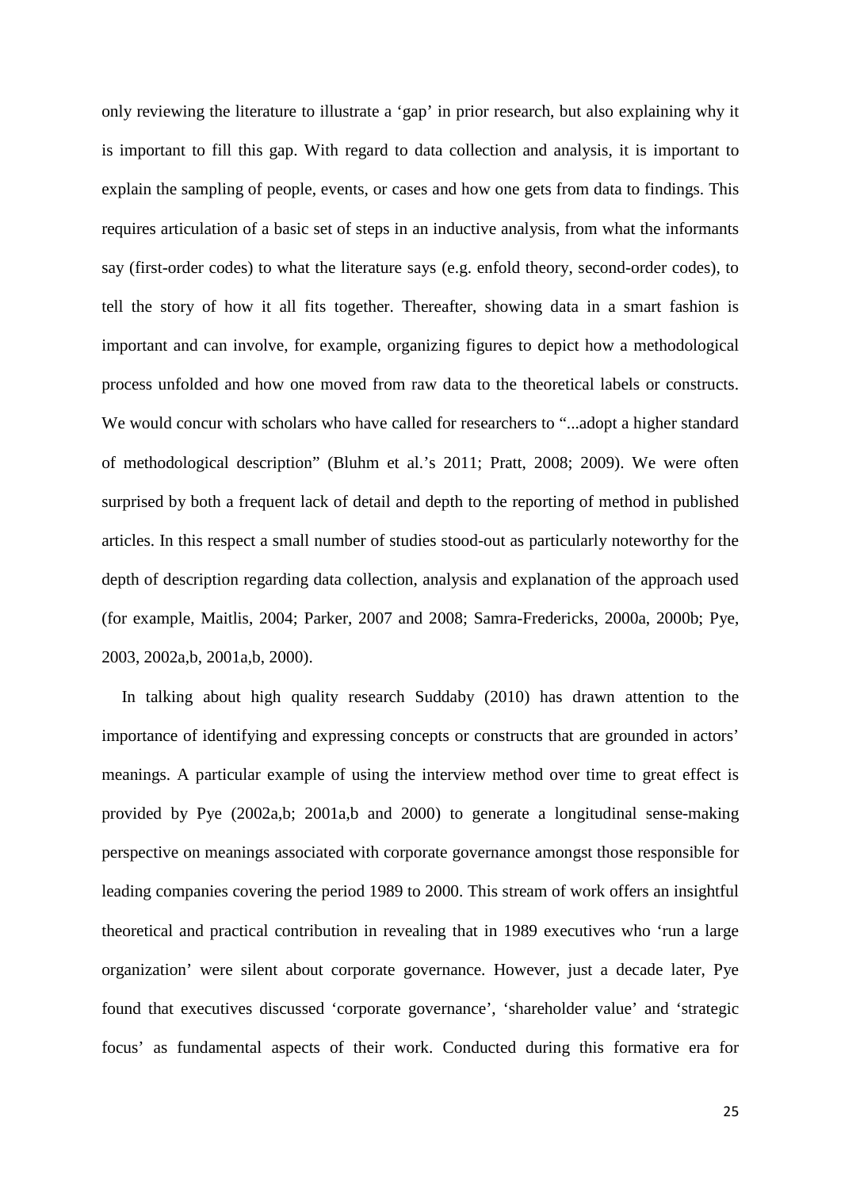only reviewing the literature to illustrate a 'gap' in prior research, but also explaining why it is important to fill this gap. With regard to data collection and analysis, it is important to explain the sampling of people, events, or cases and how one gets from data to findings. This requires articulation of a basic set of steps in an inductive analysis, from what the informants say (first-order codes) to what the literature says (e.g. enfold theory, second-order codes), to tell the story of how it all fits together. Thereafter, showing data in a smart fashion is important and can involve, for example, organizing figures to depict how a methodological process unfolded and how one moved from raw data to the theoretical labels or constructs. We would concur with scholars who have called for researchers to "...adopt a higher standard of methodological description" (Bluhm et al.'s 2011; Pratt, 2008; 2009). We were often surprised by both a frequent lack of detail and depth to the reporting of method in published articles. In this respect a small number of studies stood-out as particularly noteworthy for the depth of description regarding data collection, analysis and explanation of the approach used (for example, Maitlis, 2004; Parker, 2007 and 2008; Samra-Fredericks, 2000a, 2000b; Pye, 2003, 2002a,b, 2001a,b, 2000).

In talking about high quality research Suddaby (2010) has drawn attention to the importance of identifying and expressing concepts or constructs that are grounded in actors' meanings. A particular example of using the interview method over time to great effect is provided by Pye (2002a,b; 2001a,b and 2000) to generate a longitudinal sense-making perspective on meanings associated with corporate governance amongst those responsible for leading companies covering the period 1989 to 2000. This stream of work offers an insightful theoretical and practical contribution in revealing that in 1989 executives who 'run a large organization' were silent about corporate governance. However, just a decade later, Pye found that executives discussed 'corporate governance', 'shareholder value' and 'strategic focus' as fundamental aspects of their work. Conducted during this formative era for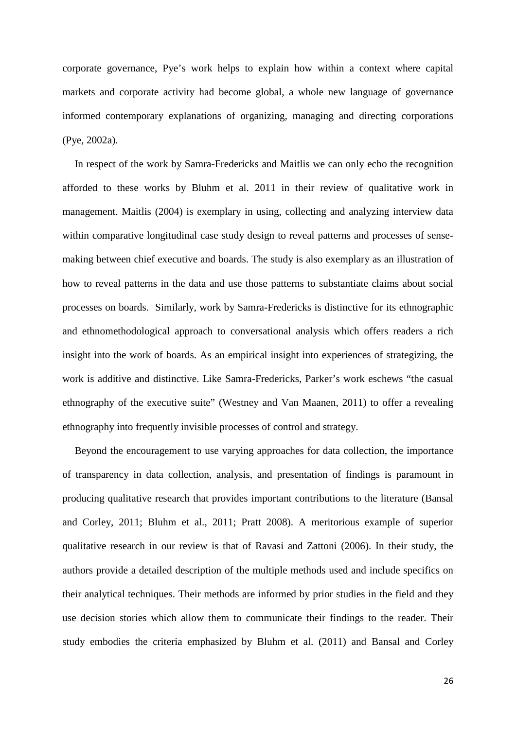corporate governance, Pye's work helps to explain how within a context where capital markets and corporate activity had become global, a whole new language of governance informed contemporary explanations of organizing, managing and directing corporations (Pye, 2002a).

In respect of the work by Samra-Fredericks and Maitlis we can only echo the recognition afforded to these works by Bluhm et al. 2011 in their review of qualitative work in management. Maitlis (2004) is exemplary in using, collecting and analyzing interview data within comparative longitudinal case study design to reveal patterns and processes of sense-making between chief executive and boards. The study is also exemplary as an illustration of how to reveal patterns in the data and use those patterns to substantiate claims about social processes on boards. Similarly, work by Samra-Fredericks is distinctive for its ethnographic and ethnomethodological approach to conversational analysis which offers readers a rich insight into the work of boards. As an empirical insight into experiences of strategizing, the work is additive and distinctive. Like Samra-Fredericks, Parker's work eschews "the casual ethnography of the executive suite" (Westney and Van Maanen, 2011) to offer a revealing ethnography into frequently invisible processes of control and strategy.

Beyond the encouragement to use varying approaches for data collection, the importance of transparency in data collection, analysis, and presentation of findings is paramount in producing qualitative research that provides important contributions to the literature (Bansal and Corley, 2011; Bluhm et al., 2011; Pratt 2008). A meritorious example of superior qualitative research in our review is that of Ravasi and Zattoni (2006). In their study, the authors provide a detailed description of the multiple methods used and include specifics on their analytical techniques. Their methods are informed by prior studies in the field and they use decision stories which allow them to communicate their findings to the reader. Their study embodies the criteria emphasized by Bluhm et al. (2011) and Bansal and Corley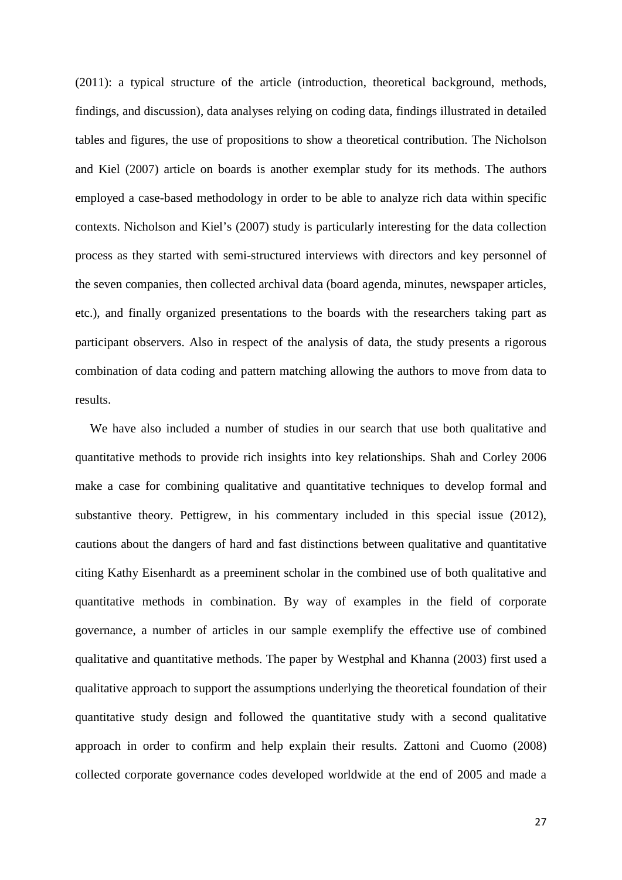(2011): a typical structure of the article (introduction, theoretical background, methods, findings, and discussion), data analyses relying on coding data, findings illustrated in detailed tables and figures, the use of propositions to show a theoretical contribution. The Nicholson and Kiel (2007) article on boards is another exemplar study for its methods. The authors employed a case-based methodology in order to be able to analyze rich data within specific contexts. Nicholson and Kiel's (2007) study is particularly interesting for the data collection process as they started with semi-structured interviews with directors and key personnel of the seven companies, then collected archival data (board agenda, minutes, newspaper articles, etc.), and finally organized presentations to the boards with the researchers taking part as participant observers. Also in respect of the analysis of data, the study presents a rigorous combination of data coding and pattern matching allowing the authors to move from data to results.

We have also included a number of studies in our search that use both qualitative and quantitative methods to provide rich insights into key relationships. Shah and Corley 2006 make a case for combining qualitative and quantitative techniques to develop formal and substantive theory. Pettigrew, in his commentary included in this special issue (2012), cautions about the dangers of hard and fast distinctions between qualitative and quantitative citing Kathy Eisenhardt as a preeminent scholar in the combined use of both qualitative and quantitative methods in combination. By way of examples in the field of corporate governance, a number of articles in our sample exemplify the effective use of combined qualitative and quantitative methods. The paper by Westphal and Khanna (2003) first used a qualitative approach to support the assumptions underlying the theoretical foundation of their quantitative study design and followed the quantitative study with a second qualitative approach in order to confirm and help explain their results. Zattoni and Cuomo (2008) collected corporate governance codes developed worldwide at the end of 2005 and made a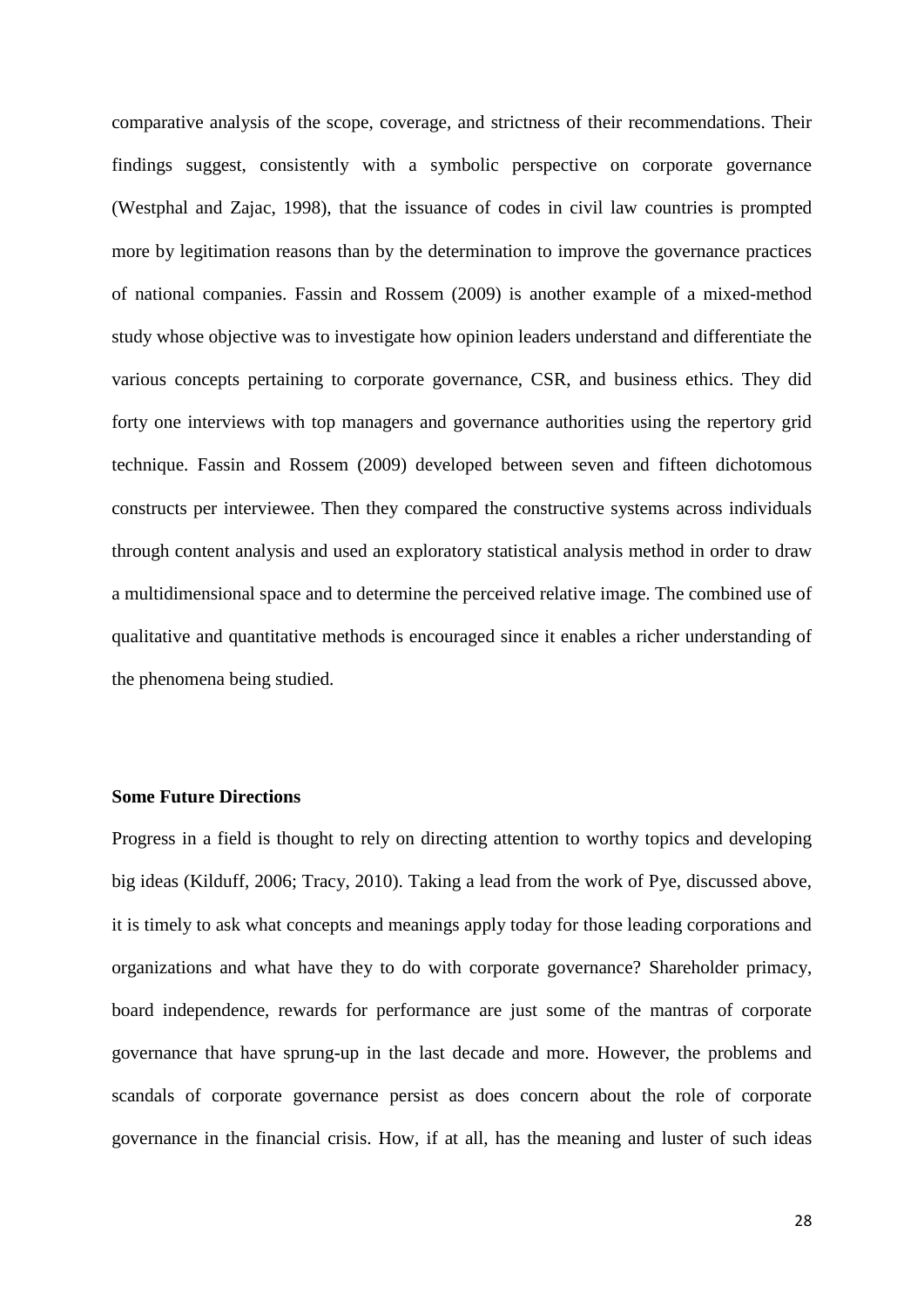comparative analysis of the scope, coverage, and strictness of their recommendations. Their findings suggest, consistently with a symbolic perspective on corporate governance (Westphal and Zajac, 1998), that the issuance of codes in civil law countries is prompted more by legitimation reasons than by the determination to improve the governance practices of national companies. Fassin and Rossem (2009) is another example of a mixed-method study whose objective was to investigate how opinion leaders understand and differentiate the various concepts pertaining to corporate governance, CSR, and business ethics. They did forty one interviews with top managers and governance authorities using the repertory grid technique. Fassin and Rossem (2009) developed between seven and fifteen dichotomous constructs per interviewee. Then they compared the constructive systems across individuals through content analysis and used an exploratory statistical analysis method in order to draw a multidimensional space and to determine the perceived relative image. The combined use of qualitative and quantitative methods is encouraged since it enables a richer understanding of the phenomena being studied.

**Some Future Directions**

Progress in a field is thought to rely on directing attention to worthy topics and developing big ideas (Kilduff, 2006; Tracy, 2010). Taking a lead from the work of Pye, discussed above, it is timely to ask what concepts and meanings apply today for those leading corporations and organizations and what have they to do with corporate governance? Shareholder primacy, board independence, rewards for performance are just some of the mantras of corporate governance that have sprung-up in the last decade and more. However, the problems and scandals of corporate governance persist as does concern about the role of corporate governance in the financial crisis. How, if at all, has the meaning and luster of such ideas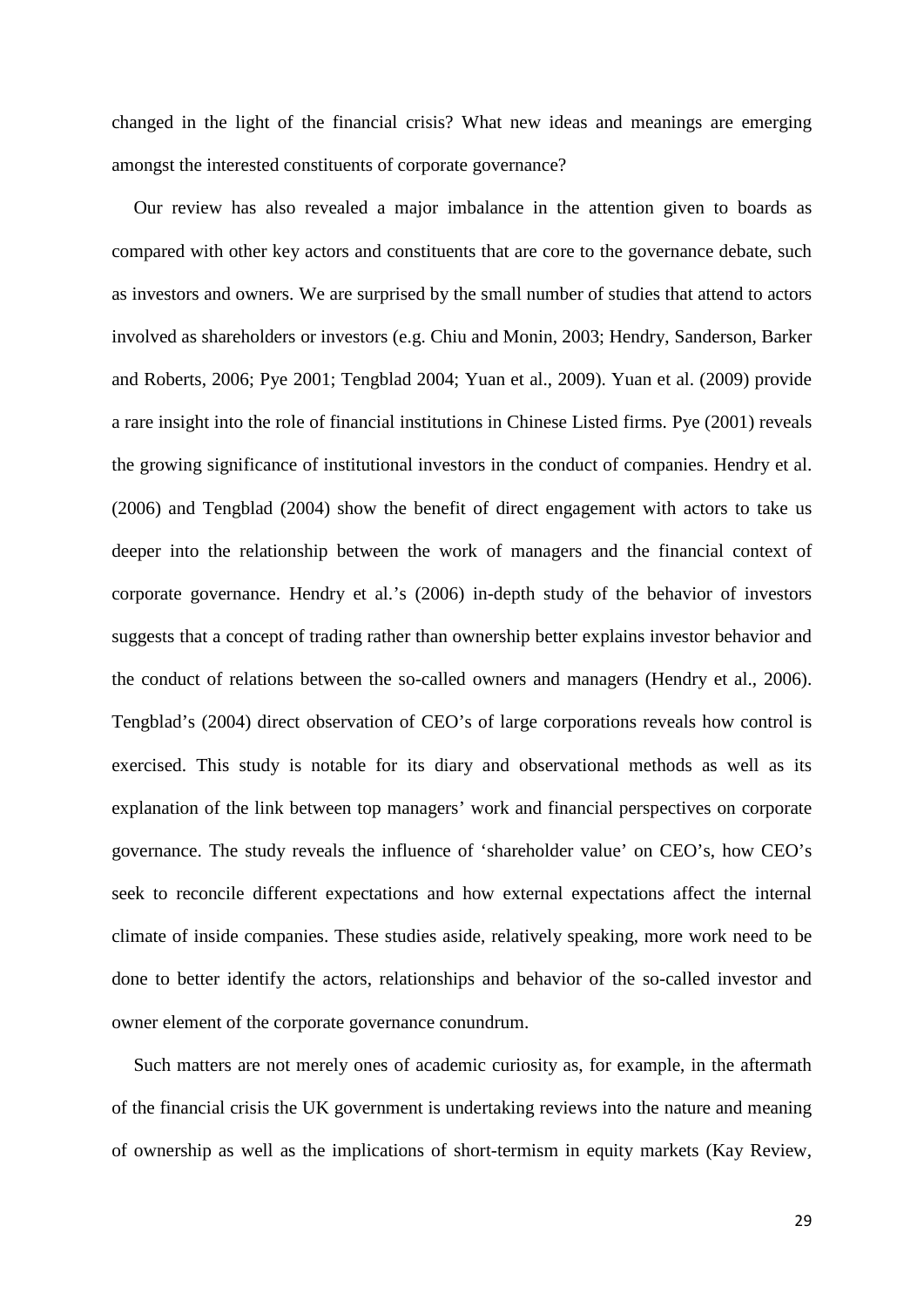changed in the light of the financial crisis? What new ideas and meanings are emerging amongst the interested constituents of corporate governance?

Our review has also revealed a major imbalance in the attention given to boards as compared with other key actors and constituents that are core to the governance debate, such as investors and owners. We are surprised by the small number of studies that attend to actors involved as shareholders or investors (e.g. Chiu and Monin, 2003; Hendry, Sanderson, Barker and Roberts, 2006; Pye 2001; Tengblad 2004; Yuan et al., 2009). Yuan et al. (2009) provide a rare insight into the role of financial institutions in Chinese Listed firms. Pye (2001) reveals the growing significance of institutional investors in the conduct of companies. Hendry et al. (2006) and Tengblad (2004) show the benefit of direct engagement with actors to take us deeper into the relationship between the work of managers and the financial context of corporate governance. Hendry et al.'s (2006) in-depth study of the behavior of investors suggests that a concept of trading rather than ownership better explains investor behavior and the conduct of relations between the so-called owners and managers (Hendry et al., 2006). Tengblad's (2004) direct observation of CEO's of large corporations reveals how control is exercised. This study is notable for its diary and observational methods as well as its explanation of the link between top managers' work and financial perspectives on corporate governance. The study reveals the influence of 'shareholder value' on CEO's, how CEO's seek to reconcile different expectations and how external expectations affect the internal climate of inside companies. These studies aside, relatively speaking, more work need to be done to better identify the actors, relationships and behavior of the so-called investor and owner element of the corporate governance conundrum.

Such matters are not merely ones of academic curiosity as, for example, in the aftermath of the financial crisis the UK government is undertaking reviews into the nature and meaning of ownership as well as the implications of short-termism in equity markets (Kay Review,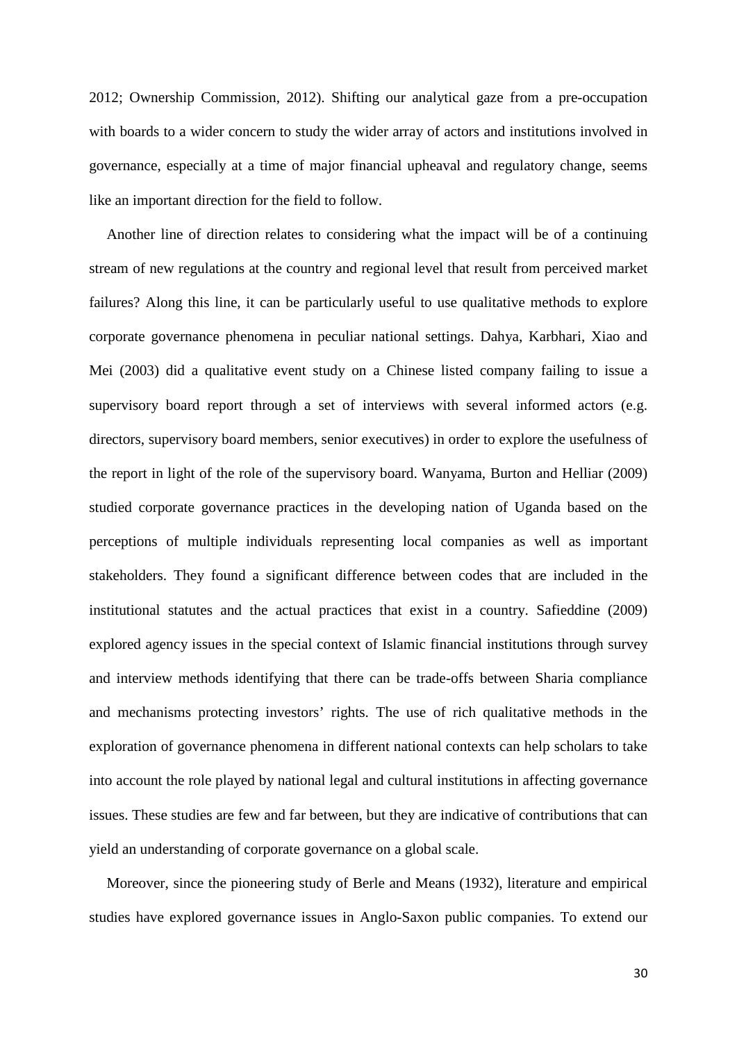2012; Ownership Commission, 2012). Shifting our analytical gaze from a pre-occupation with boards to a wider concern to study the wider array of actors and institutions involved in governance, especially at a time of major financial upheaval and regulatory change, seems like an important direction for the field to follow.

Another line of direction relates to considering what the impact will be of a continuing stream of new regulations at the country and regional level that result from perceived market failures? Along this line, it can be particularly useful to use qualitative methods to explore corporate governance phenomena in peculiar national settings. Dahya, Karbhari, Xiao and Mei (2003) did a qualitative event study on a Chinese listed company failing to issue a supervisory board report through a set of interviews with several informed actors (e.g. directors, supervisory board members, senior executives) in order to explore the usefulness of the report in light of the role of the supervisory board. Wanyama, Burton and Helliar (2009) studied corporate governance practices in the developing nation of Uganda based on the perceptions of multiple individuals representing local companies as well as important stakeholders. They found a significant difference between codes that are included in the institutional statutes and the actual practices that exist in a country. Safieddine (2009) explored agency issues in the special context of Islamic financial institutions through survey and interview methods identifying that there can be trade-offs between Sharia compliance and mechanisms protecting investors' rights. The use of rich qualitative methods in the exploration of governance phenomena in different national contexts can help scholars to take into account the role played by national legal and cultural institutions in affecting governance issues. These studies are few and far between, but they are indicative of contributions that can yield an understanding of corporate governance on a global scale.

Moreover, since the pioneering study of Berle and Means (1932), literature and empirical studies have explored governance issues in Anglo-Saxon public companies. To extend our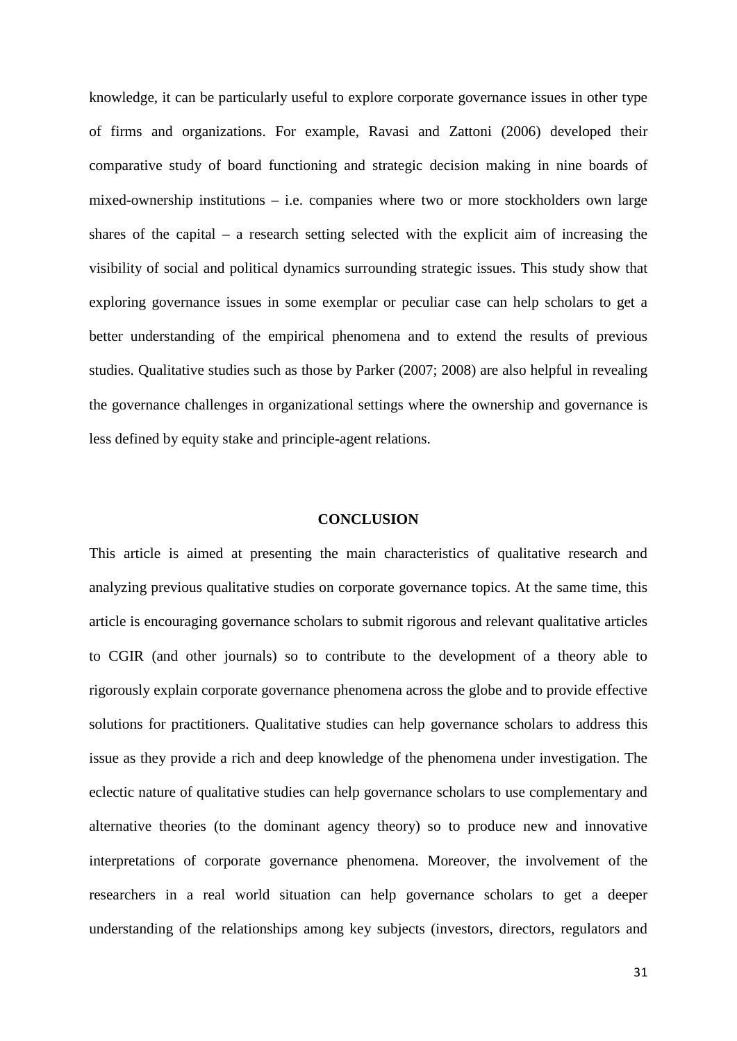knowledge, it can be particularly useful to explore corporate governance issues in other type of firms and organizations. For example, Ravasi and Zattoni (2006) developed their comparative study of board functioning and strategic decision making in nine boards of mixed-ownership institutions – i.e. companies where two or more stockholders own large shares of the capital – a research setting selected with the explicit aim of increasing the visibility of social and political dynamics surrounding strategic issues. This study show that exploring governance issues in some exemplar or peculiar case can help scholars to get a better understanding of the empirical phenomena and to extend the results of previous studies. Qualitative studies such as those by Parker (2007; 2008) are also helpful in revealing the governance challenges in organizational settings where the ownership and governance is less defined by equity stake and principle-agent relations.

## CONCLUSION

This article is aimed at presenting the main characteristics of qualitative research and analyzing previous qualitative studies on corporate governance topics. At the same time, this article is encouraging governance scholars to submit rigorous and relevant qualitative articles to CGIR (and other journals) so to contribute to the development of a theory able to rigorously explain corporate governance phenomena across the globe and to provide effective solutions for practitioners. Qualitative studies can help governance scholars to address this issue as they provide a rich and deep knowledge of the phenomena under investigation. The eclectic nature of qualitative studies can help governance scholars to use complementary and alternative theories (to the dominant agency theory) so to produce new and innovative interpretations of corporate governance phenomena. Moreover, the involvement of the researchers in a real world situation can help governance scholars to get a deeper understanding of the relationships among key subjects (investors, directors, regulators and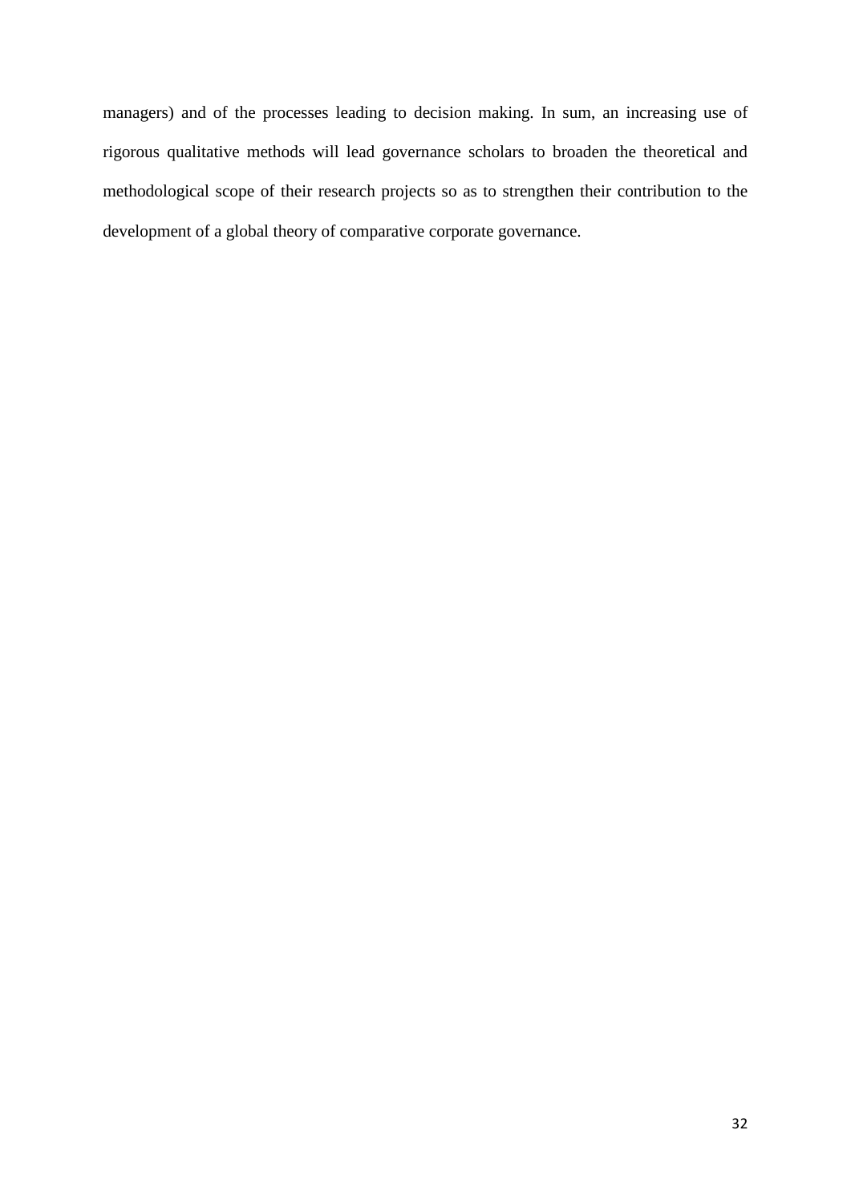managers) and of the processes leading to decision making. In sum, an increasing use of rigorous qualitative methods will lead governance scholars to broaden the theoretical and methodological scope of their research projects so as to strengthen their contribution to the development of a global theory of comparative corporate governance.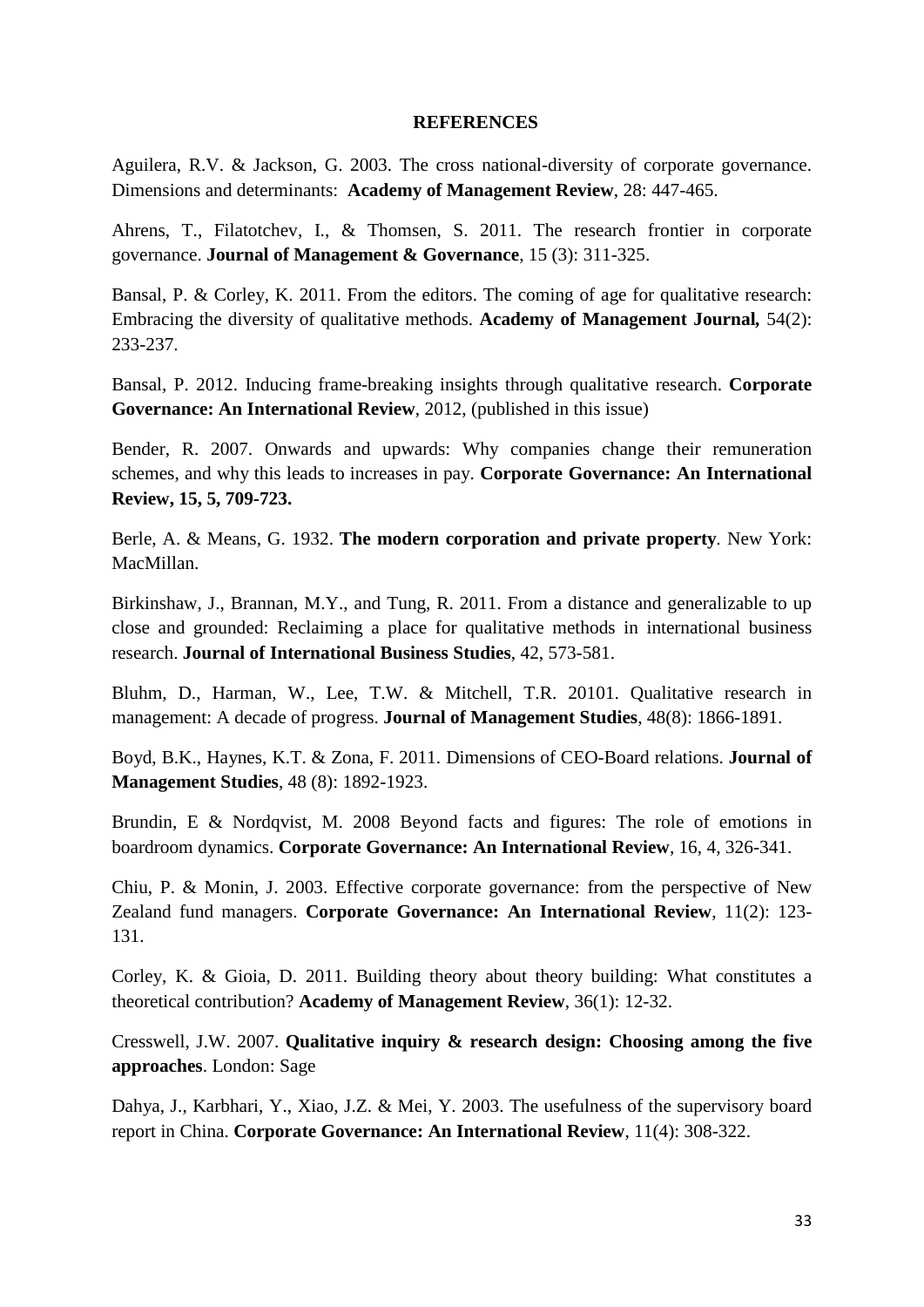## REFERENCES

Aguilera, R.V. & Jackson, G. 2003. The cross national-diversity of corporate governance. Dimensions and determinants: **Academy of Management Review**, 28: 447-465.

Ahrens, T., Filatotchev, I., & Thomsen, S. 2011. The research frontier in corporate governance. **Journal of Management & Governance**, 15 (3): 311-325.

Bansal, P. & Corley, K. 2011. From the editors. The coming of age for qualitative research: Embracing the diversity of qualitative methods. **Academy of Management Journal,** 54(2): 233-237.

Bansal, P. 2012. Inducing frame-breaking insights through qualitative research. **Corporate Governance: An International Review**, 2012, (published in this issue)

Bender, R. 2007. Onwards and upwards: Why companies change their remuneration schemes, and why this leads to increases in pay. **Corporate Governance: An International Review, 15, 5, 709-723.**

Berle, A. & Means, G. 1932. **The modern corporation and private property**. New York: MacMillan.

Birkinshaw, J., Brannan, M.Y., and Tung, R. 2011. From a distance and generalizable to up close and grounded: Reclaiming a place for qualitative methods in international business research. **Journal of International Business Studies**, 42, 573-581.

Bluhm, D., Harman, W., Lee, T.W. & Mitchell, T.R. 20101. Qualitative research in management: A decade of progress. **Journal of Management Studies**, 48(8): 1866-1891.

Boyd, B.K., Haynes, K.T. & Zona, F. 2011. Dimensions of CEO-Board relations. **Journal of Management Studies**, 48 (8): 1892-1923.

Brundin, E & Nordqvist, M. 2008 Beyond facts and figures: The role of emotions in boardroom dynamics. **Corporate Governance: An International Review**, 16, 4, 326-341.

Chiu, P. & Monin, J. 2003. Effective corporate governance: from the perspective of New Zealand fund managers. **Corporate Governance: An International Review**, 11(2): 123-131.

Corley, K. & Gioia, D. 2011. Building theory about theory building: What constitutes a theoretical contribution? **Academy of Management Review**, 36(1): 12-32.

Cresswell, J.W. 2007. **Qualitative inquiry & research design: Choosing among the five approaches**. London: Sage

Dahya, J., Karbhari, Y., Xiao, J.Z. & Mei, Y. 2003. The usefulness of the supervisory board report in China. **Corporate Governance: An International Review**, 11(4): 308-322.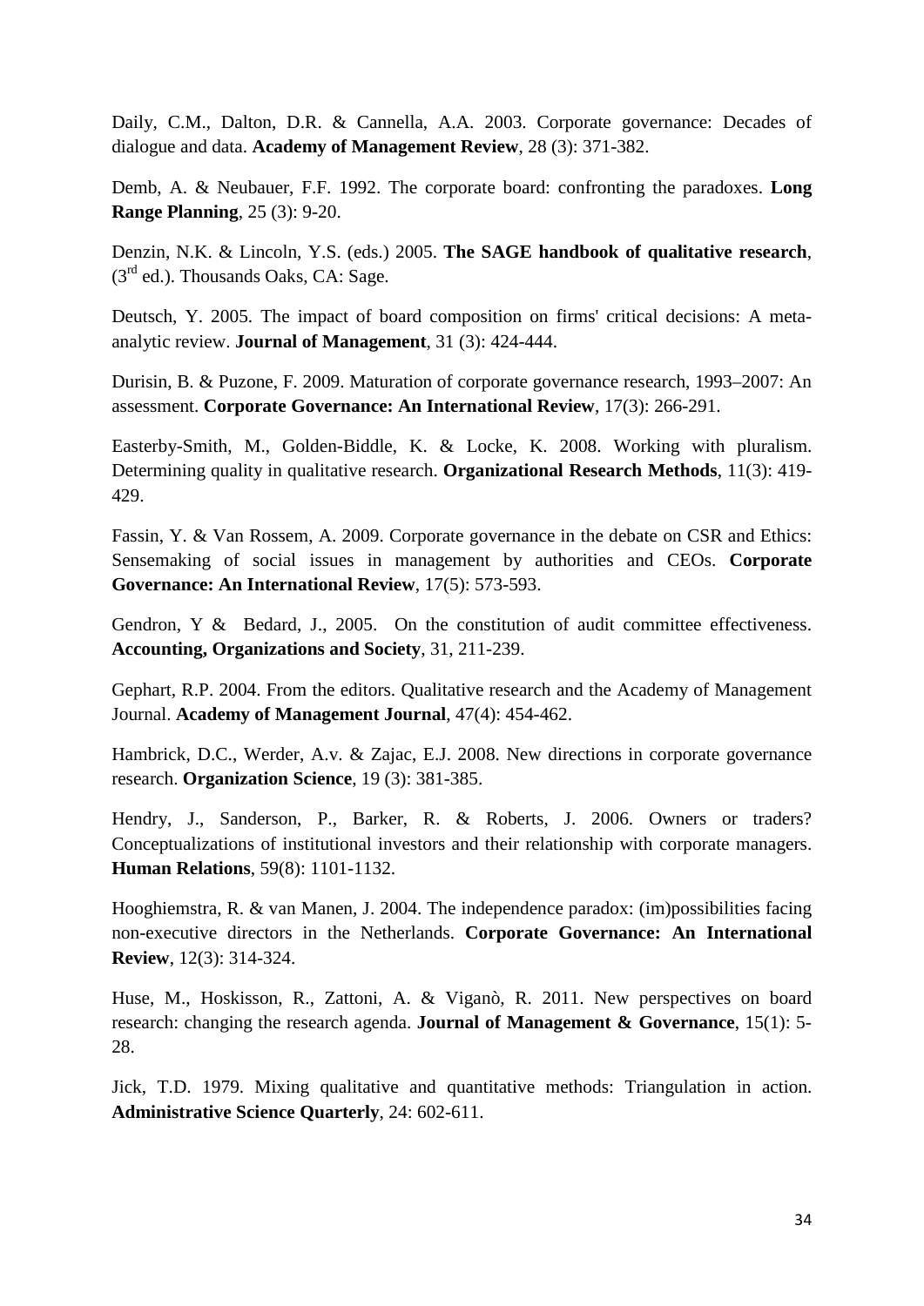Daily, C.M., Dalton, D.R. & Cannella, A.A. 2003. Corporate governance: Decades of dialogue and data. **Academy of Management Review**, 28 (3): 371-382.

Demb, A. & Neubauer, F.F. 1992. The corporate board: confronting the paradoxes. **Long Range Planning**, 25 (3): 9-20.

Denzin, N.K. & Lincoln, Y.S. (eds.) 2005. **The SAGE handbook of qualitative research**, (3rd ed.). Thousands Oaks, CA: Sage.

Deutsch, Y. 2005. The impact of board composition on firms' critical decisions: A meta-analytic review. **Journal of Management**, 31 (3): 424-444.

Durisin, B. & Puzone, F. 2009. Maturation of corporate governance research, 1993–2007: An assessment. **Corporate Governance: An International Review**, 17(3): 266-291.

Easterby-Smith, M., Golden-Biddle, K. & Locke, K. 2008. Working with pluralism. Determining quality in qualitative research. **Organizational Research Methods**, 11(3): 419-429.

Fassin, Y. & Van Rossem, A. 2009. Corporate governance in the debate on CSR and Ethics: Sensemaking of social issues in management by authorities and CEOs. **Corporate Governance: An International Review**, 17(5): 573-593.

Gendron, Y & Bedard, J., 2005. On the constitution of audit committee effectiveness. **Accounting, Organizations and Society**, 31, 211-239.

Gephart, R.P. 2004. From the editors. Qualitative research and the Academy of Management Journal. **Academy of Management Journal**, 47(4): 454-462.

Hambrick, D.C., Werder, A.v. & Zajac, E.J. 2008. New directions in corporate governance research. **Organization Science**, 19 (3): 381-385.

Hendry, J., Sanderson, P., Barker, R. & Roberts, J. 2006. Owners or traders? Conceptualizations of institutional investors and their relationship with corporate managers. **Human Relations**, 59(8): 1101-1132.

Hooghiemstra, R. & van Manen, J. 2004. The independence paradox: (im)possibilities facing non-executive directors in the Netherlands. **Corporate Governance: An International Review**, 12(3): 314-324.

Huse, M., Hoskisson, R., Zattoni, A. & Viganò, R. 2011. New perspectives on board research: changing the research agenda. **Journal of Management & Governance**, 15(1): 5-28.

Jick, T.D. 1979. Mixing qualitative and quantitative methods: Triangulation in action. **Administrative Science Quarterly**, 24: 602-611.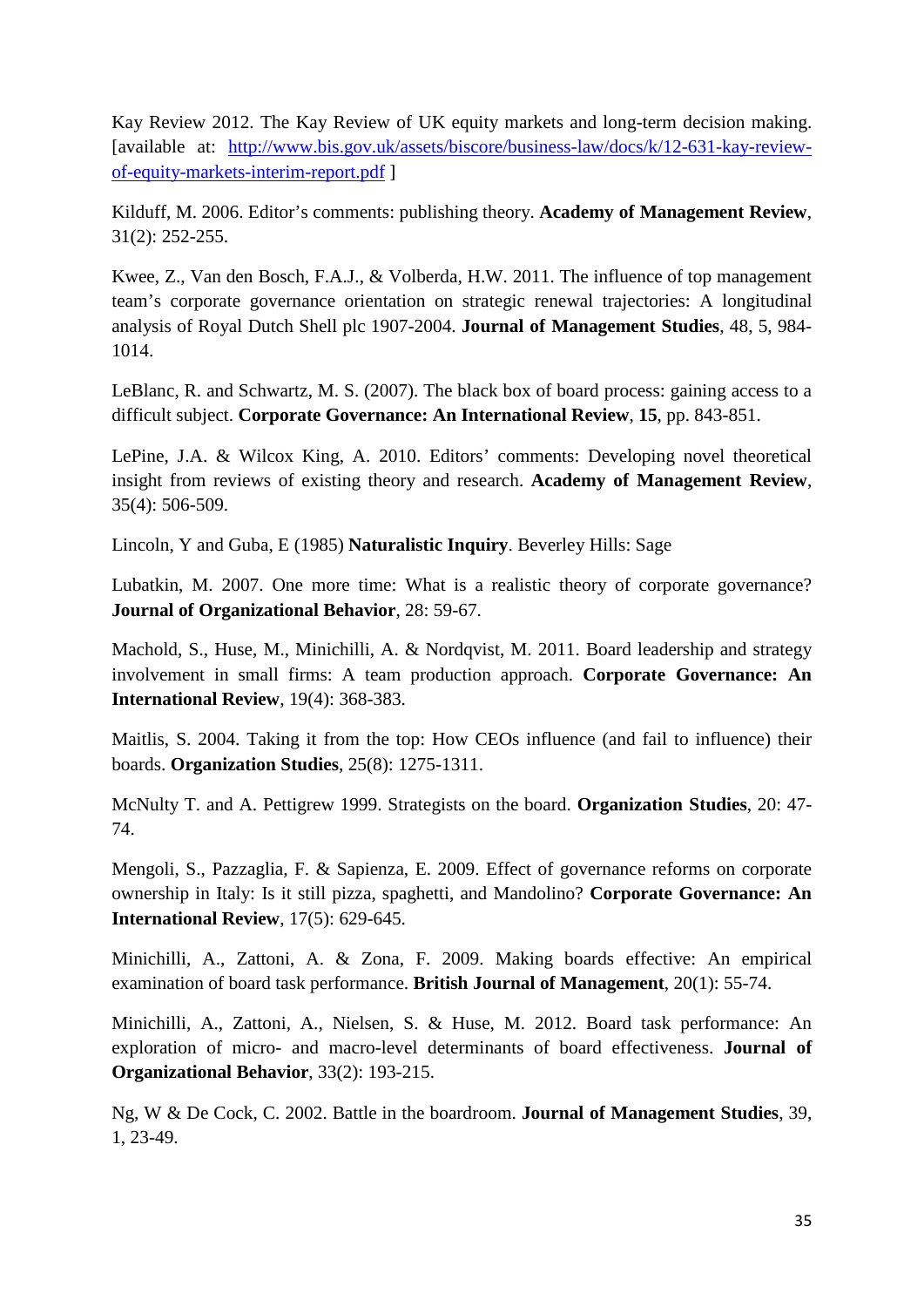Kay Review 2012. The Kay Review of UK equity markets and long-term decision making. [available at: [http://www.bis.gov.uk/assets/biscore/business-law/docs/k/12-631-kay-review-of-equity-markets-interim-report.pdf](http://www.bis.gov.uk/assets/biscore/business-law/docs/k/12-631-kay-review-of-equity-markets-interim-report.pdf) ]

Kilduff, M. 2006. Editor's comments: publishing theory. **Academy of Management Review**, 31(2): 252-255.

Kwee, Z., Van den Bosch, F.A.J., & Volberda, H.W. 2011. The influence of top management team's corporate governance orientation on strategic renewal trajectories: A longitudinal analysis of Royal Dutch Shell plc 1907-2004. **Journal of Management Studies**, 48, 5, 984-1014.

LeBlanc, R. and Schwartz, M. S. (2007). The black box of board process: gaining access to a difficult subject. **Corporate Governance: An International Review**, **15**, pp. 843-851.

LePine, J.A. & Wilcox King, A. 2010. Editors' comments: Developing novel theoretical insight from reviews of existing theory and research. **Academy of Management Review**, 35(4): 506-509.

Lincoln, Y and Guba, E (1985) **Naturalistic Inquiry**. Beverley Hills: Sage

Lubatkin, M. 2007. One more time: What is a realistic theory of corporate governance? **Journal of Organizational Behavior**, 28: 59-67.

Machold, S., Huse, M., Minichilli, A. & Nordqvist, M. 2011. Board leadership and strategy involvement in small firms: A team production approach. **Corporate Governance: An International Review**, 19(4): 368-383.

Maitlis, S. 2004. Taking it from the top: How CEOs influence (and fail to influence) their boards. **Organization Studies**, 25(8): 1275-1311.

McNulty T. and A. Pettigrew 1999. Strategists on the board. **Organization Studies**, 20: 47-74.

Mengoli, S., Pazzaglia, F. & Sapienza, E. 2009. Effect of governance reforms on corporate ownership in Italy: Is it still pizza, spaghetti, and Mandolino? **Corporate Governance: An International Review**, 17(5): 629-645.

Minichilli, A., Zattoni, A. & Zona, F. 2009. Making boards effective: An empirical examination of board task performance. **British Journal of Management**, 20(1): 55-74.

Minichilli, A., Zattoni, A., Nielsen, S. & Huse, M. 2012. Board task performance: An exploration of micro- and macro-level determinants of board effectiveness. **Journal of Organizational Behavior**, 33(2): 193-215.

Ng, W & De Cock, C. 2002. Battle in the boardroom. **Journal of Management Studies**, 39, 1, 23-49.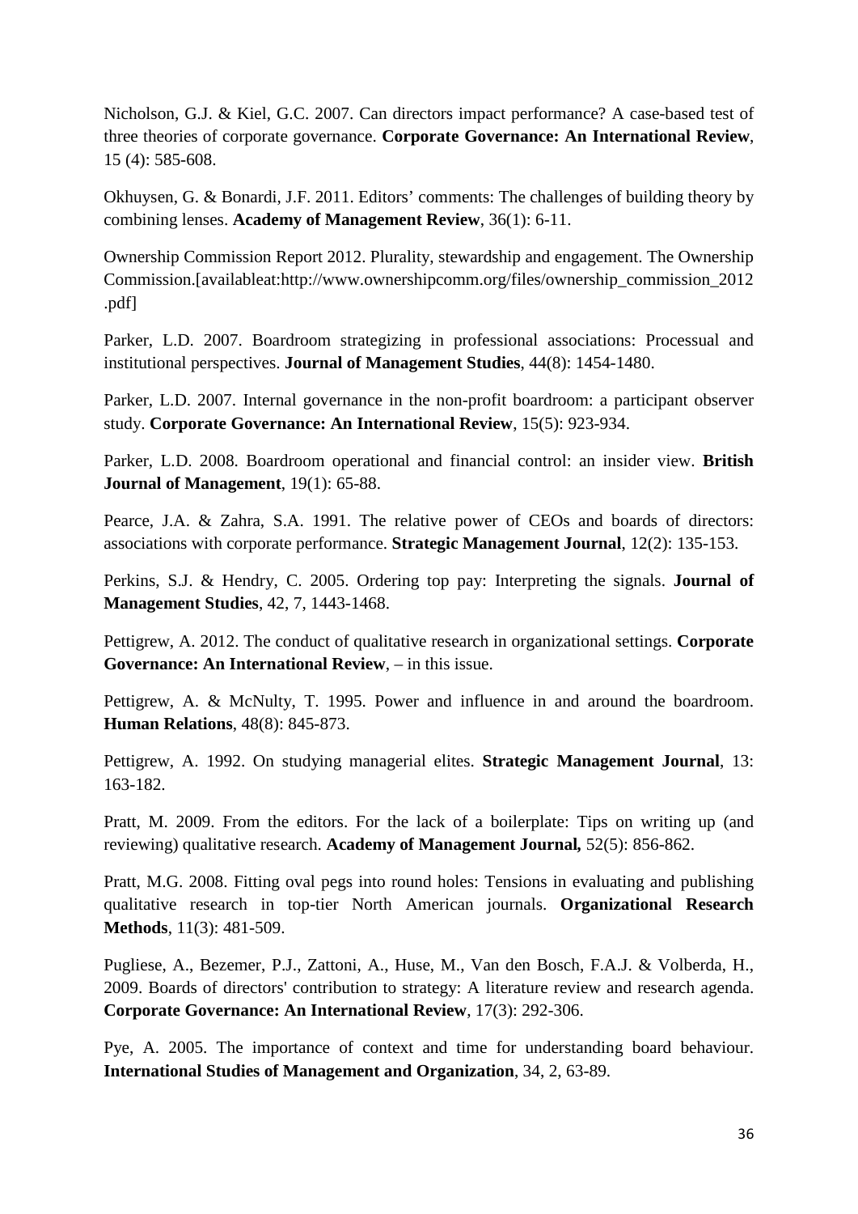Nicholson, G.J. & Kiel, G.C. 2007. Can directors impact performance? A case-based test of three theories of corporate governance. **Corporate Governance: An International Review**, 15 (4): 585-608.

Okhuysen, G. & Bonardi, J.F. 2011. Editors' comments: The challenges of building theory by combining lenses. **Academy of Management Review**, 36(1): 6-11.

Ownership Commission Report 2012. Plurality, stewardship and engagement. The Ownership Commission.[availableat:http://www.ownershipcomm.org/files/ownership_commission_2012.pdf]

Parker, L.D. 2007. Boardroom strategizing in professional associations: Processual and institutional perspectives. **Journal of Management Studies**, 44(8): 1454-1480.

Parker, L.D. 2007. Internal governance in the non-profit boardroom: a participant observer study. **Corporate Governance: An International Review**, 15(5): 923-934.

Parker, L.D. 2008. Boardroom operational and financial control: an insider view. **British Journal of Management**, 19(1): 65-88.

Pearce, J.A. & Zahra, S.A. 1991. The relative power of CEOs and boards of directors: associations with corporate performance. **Strategic Management Journal**, 12(2): 135-153.

Perkins, S.J. & Hendry, C. 2005. Ordering top pay: Interpreting the signals. **Journal of Management Studies**, 42, 7, 1443-1468.

Pettigrew, A. 2012. The conduct of qualitative research in organizational settings. **Corporate Governance: An International Review**, – in this issue.

Pettigrew, A. & McNulty, T. 1995. Power and influence in and around the boardroom. **Human Relations**, 48(8): 845-873.

Pettigrew, A. 1992. On studying managerial elites. **Strategic Management Journal**, 13: 163-182.

Pratt, M. 2009. From the editors. For the lack of a boilerplate: Tips on writing up (and reviewing) qualitative research. **Academy of Management Journal,** 52(5): 856-862.

Pratt, M.G. 2008. Fitting oval pegs into round holes: Tensions in evaluating and publishing qualitative research in top-tier North American journals. **Organizational Research Methods**, 11(3): 481-509.

Pugliese, A., Bezemer, P.J., Zattoni, A., Huse, M., Van den Bosch, F.A.J. & Volberda, H., 2009. Boards of directors' contribution to strategy: A literature review and research agenda. **Corporate Governance: An International Review**, 17(3): 292-306.

Pye, A. 2005. The importance of context and time for understanding board behaviour. **International Studies of Management and Organization**, 34, 2, 63-89.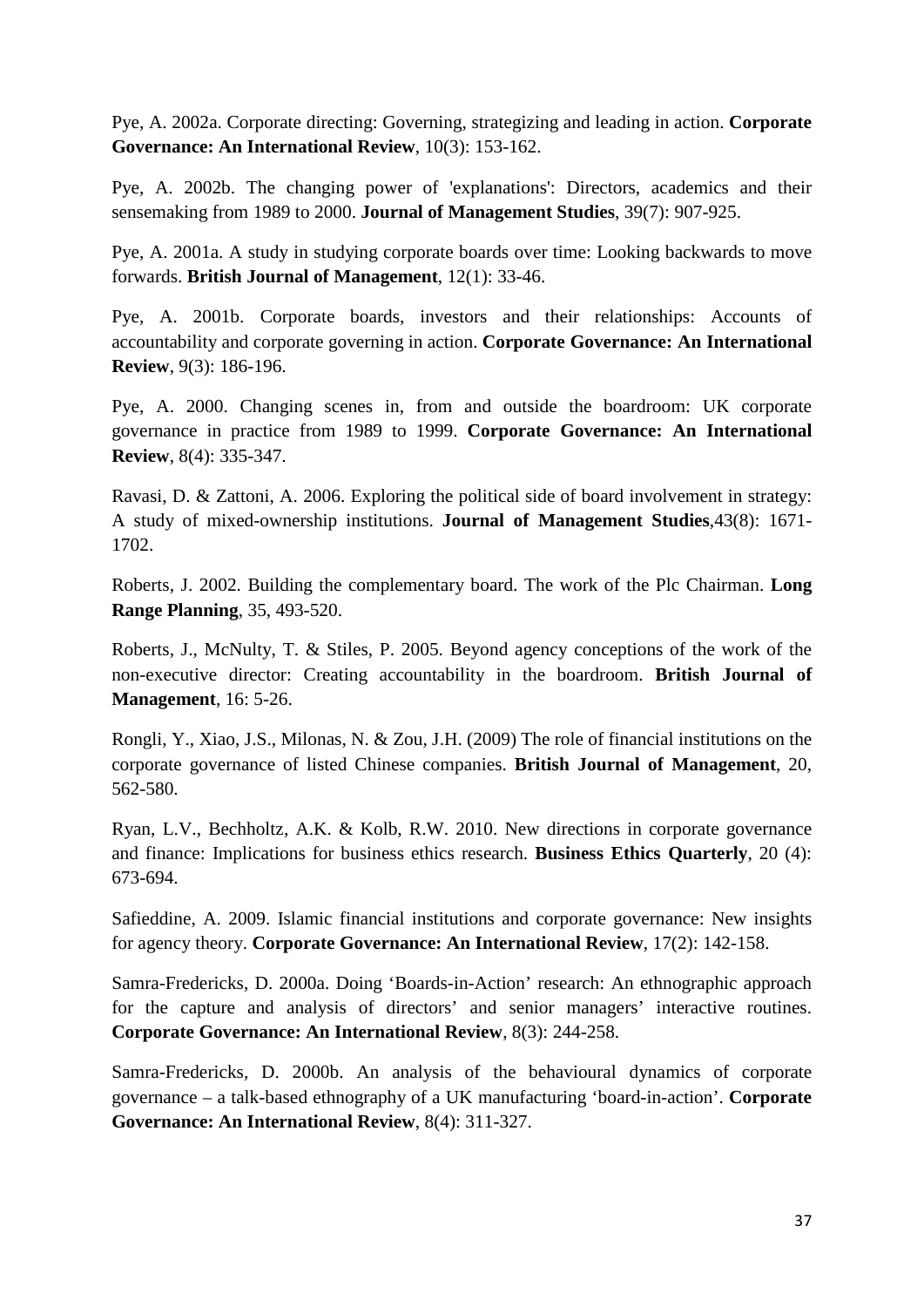Pye, A. 2002a. Corporate directing: Governing, strategizing and leading in action. **Corporate Governance: An International Review**, 10(3): 153-162.

Pye, A. 2002b. The changing power of 'explanations': Directors, academics and their sensemaking from 1989 to 2000. **Journal of Management Studies**, 39(7): 907-925.

Pye, A. 2001a. A study in studying corporate boards over time: Looking backwards to move forwards. **British Journal of Management**, 12(1): 33-46.

Pye, A. 2001b. Corporate boards, investors and their relationships: Accounts of accountability and corporate governing in action. **Corporate Governance: An International Review**, 9(3): 186-196.

Pye, A. 2000. Changing scenes in, from and outside the boardroom: UK corporate governance in practice from 1989 to 1999. **Corporate Governance: An International Review**, 8(4): 335-347.

Ravasi, D. & Zattoni, A. 2006. Exploring the political side of board involvement in strategy: A study of mixed-ownership institutions. **Journal of Management Studies**,43(8): 1671-1702.

Roberts, J. 2002. Building the complementary board. The work of the Plc Chairman. **Long Range Planning**, 35, 493-520.

Roberts, J., McNulty, T. & Stiles, P. 2005. Beyond agency conceptions of the work of the non-executive director: Creating accountability in the boardroom. **British Journal of Management**, 16: 5-26.

Rongli, Y., Xiao, J.S., Milonas, N. & Zou, J.H. (2009) The role of financial institutions on the corporate governance of listed Chinese companies. **British Journal of Management**, 20, 562-580.

Ryan, L.V., Bechholtz, A.K. & Kolb, R.W. 2010. New directions in corporate governance and finance: Implications for business ethics research. **Business Ethics Quarterly**, 20 (4): 673-694.

Safieddine, A. 2009. Islamic financial institutions and corporate governance: New insights for agency theory. **Corporate Governance: An International Review**, 17(2): 142-158.

Samra-Fredericks, D. 2000a. Doing 'Boards-in-Action' research: An ethnographic approach for the capture and analysis of directors' and senior managers' interactive routines. **Corporate Governance: An International Review**, 8(3): 244-258.

Samra-Fredericks, D. 2000b. An analysis of the behavioural dynamics of corporate governance – a talk-based ethnography of a UK manufacturing 'board-in-action'. **Corporate Governance: An International Review**, 8(4): 311-327.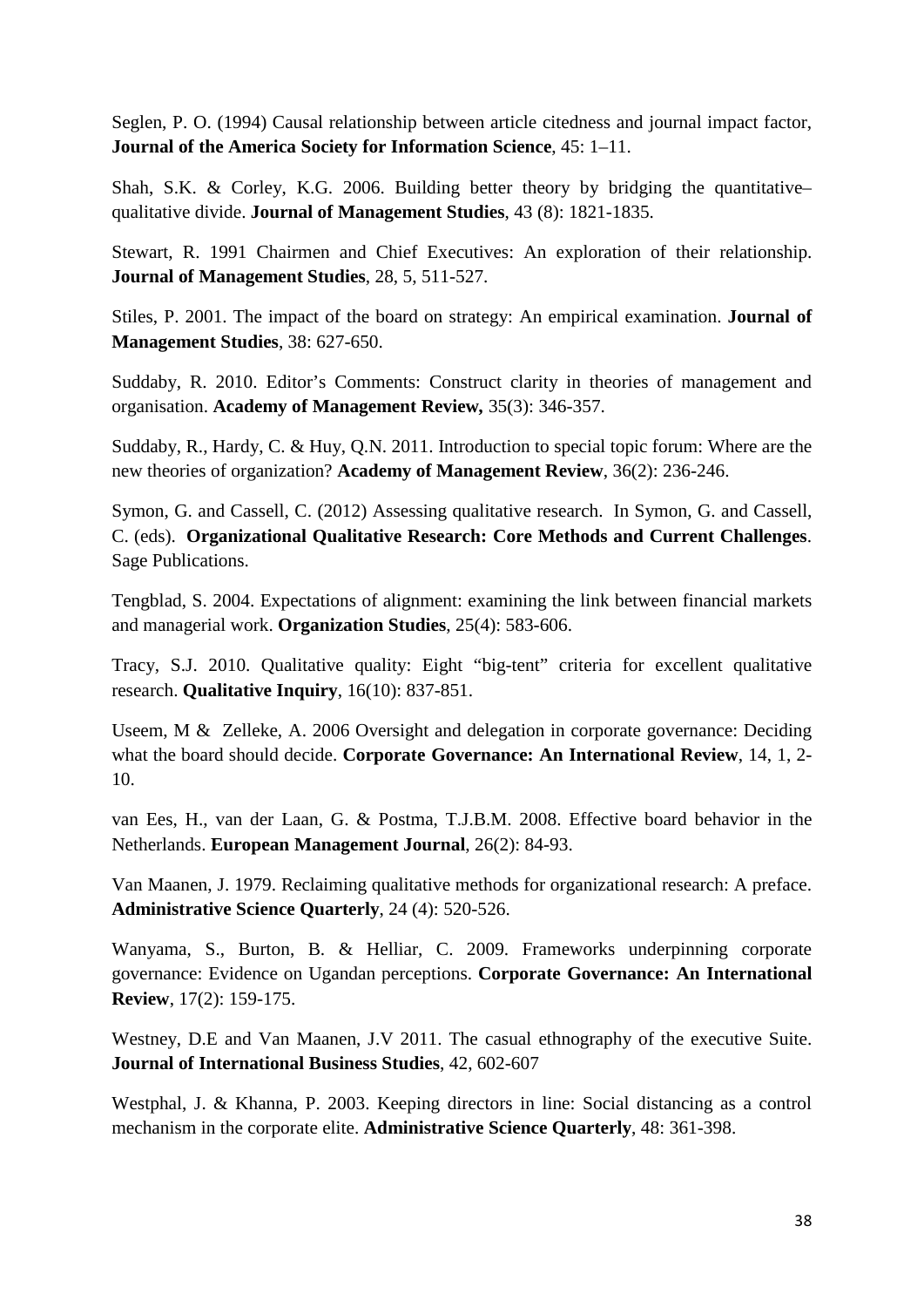Seglen, P. O. (1994) Causal relationship between article citedness and journal impact factor, **Journal of the America Society for Information Science**, 45: 1–11.

Shah, S.K. & Corley, K.G. 2006. Building better theory by bridging the quantitative–qualitative divide. **Journal of Management Studies**, 43 (8): 1821-1835.

Stewart, R. 1991 Chairmen and Chief Executives: An exploration of their relationship. **Journal of Management Studies**, 28, 5, 511-527.

Stiles, P. 2001. The impact of the board on strategy: An empirical examination. **Journal of Management Studies**, 38: 627-650.

Suddaby, R. 2010. Editor's Comments: Construct clarity in theories of management and organisation. **Academy of Management Review,** 35(3): 346-357.

Suddaby, R., Hardy, C. & Huy, Q.N. 2011. Introduction to special topic forum: Where are the new theories of organization? **Academy of Management Review**, 36(2): 236-246.

Symon, G. and Cassell, C. (2012) Assessing qualitative research. In Symon, G. and Cassell, C. (eds). **Organizational Qualitative Research: Core Methods and Current Challenges**. Sage Publications.

Tengblad, S. 2004. Expectations of alignment: examining the link between financial markets and managerial work. **Organization Studies**, 25(4): 583-606.

Tracy, S.J. 2010. Qualitative quality: Eight "big-tent" criteria for excellent qualitative research. **Qualitative Inquiry**, 16(10): 837-851.

Useem, M & Zelleke, A. 2006 Oversight and delegation in corporate governance: Deciding what the board should decide. **Corporate Governance: An International Review**, 14, 1, 2-10.

van Ees, H., van der Laan, G. & Postma, T.J.B.M. 2008. Effective board behavior in the Netherlands. **European Management Journal**, 26(2): 84-93.

Van Maanen, J. 1979. Reclaiming qualitative methods for organizational research: A preface. **Administrative Science Quarterly**, 24 (4): 520-526.

Wanyama, S., Burton, B. & Helliar, C. 2009. Frameworks underpinning corporate governance: Evidence on Ugandan perceptions. **Corporate Governance: An International Review**, 17(2): 159-175.

Westney, D.E and Van Maanen, J.V 2011. The casual ethnography of the executive Suite. **Journal of International Business Studies**, 42, 602-607

Westphal, J. & Khanna, P. 2003. Keeping directors in line: Social distancing as a control mechanism in the corporate elite. **Administrative Science Quarterly**, 48: 361-398.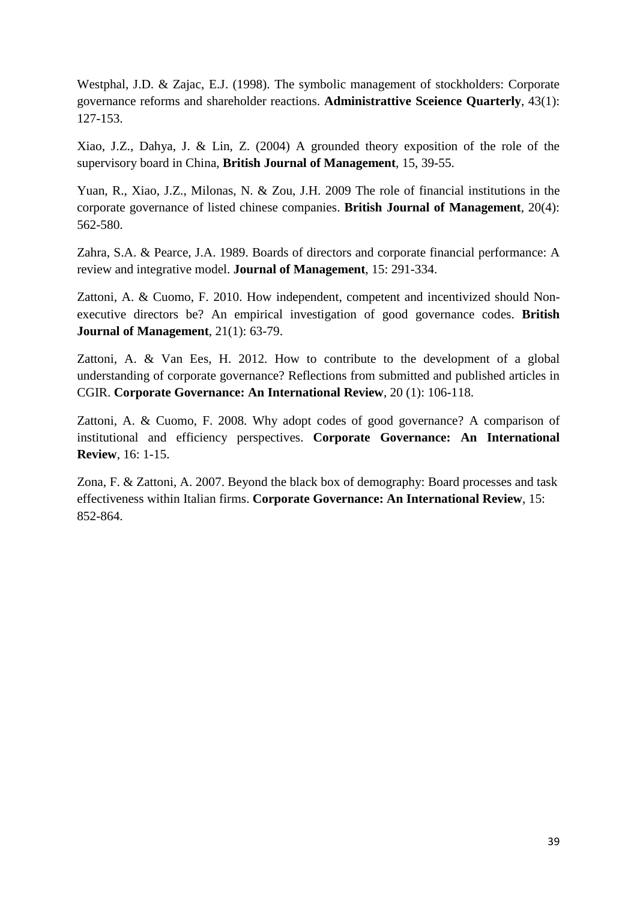Westphal, J.D. & Zajac, E.J. (1998). The symbolic management of stockholders: Corporate governance reforms and shareholder reactions. **Administrattive Sceience Quarterly**, 43(1): 127-153.

Xiao, J.Z., Dahya, J. & Lin, Z. (2004) A grounded theory exposition of the role of the supervisory board in China, **British Journal of Management**, 15, 39-55.

Yuan, R., Xiao, J.Z., Milonas, N. & Zou, J.H. 2009 The role of financial institutions in the corporate governance of listed chinese companies. **British Journal of Management**, 20(4): 562-580.

Zahra, S.A. & Pearce, J.A. 1989. Boards of directors and corporate financial performance: A review and integrative model. **Journal of Management**, 15: 291-334.

Zattoni, A. & Cuomo, F. 2010. How independent, competent and incentivized should Non-executive directors be? An empirical investigation of good governance codes. **British Journal of Management**, 21(1): 63-79.

Zattoni, A. & Van Ees, H. 2012. How to contribute to the development of a global understanding of corporate governance? Reflections from submitted and published articles in CGIR. **Corporate Governance: An International Review**, 20 (1): 106-118.

Zattoni, A. & Cuomo, F. 2008. Why adopt codes of good governance? A comparison of institutional and efficiency perspectives. **Corporate Governance: An International Review**, 16: 1-15.

Zona, F. & Zattoni, A. 2007. Beyond the black box of demography: Board processes and task effectiveness within Italian firms. **Corporate Governance: An International Review**, 15: 852-864.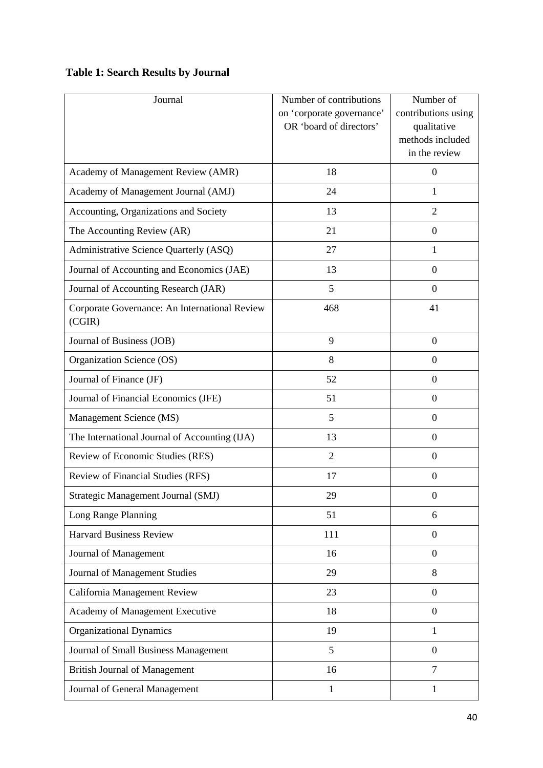**Table 1: Search Results by Journal**

| Journal | Number of contributions on 'corporate governance' OR 'board of directors' | Number of contributions using qualitative methods included in the review |
|---|---|---|
| Academy of Management Review (AMR) | 18 | 0 |
| Academy of Management Journal (AMJ) | 24 | 1 |
| Accounting, Organizations and Society | 13 | 2 |
| The Accounting Review (AR) | 21 | 0 |
| Administrative Science Quarterly (ASQ) | 27 | 1 |
| Journal of Accounting and Economics (JAE) | 13 | 0 |
| Journal of Accounting Research (JAR) | 5 | 0 |
| Corporate Governance: An International Review (CGIR) | 468 | 41 |
| Journal of Business (JOB) | 9 | 0 |
| Organization Science (OS) | 8 | 0 |
| Journal of Finance (JF) | 52 | 0 |
| Journal of Financial Economics (JFE) | 51 | 0 |
| Management Science (MS) | 5 | 0 |
| The International Journal of Accounting (IJA) | 13 | 0 |
| Review of Economic Studies (RES) | 2 | 0 |
| Review of Financial Studies (RFS) | 17 | 0 |
| Strategic Management Journal (SMJ) | 29 | 0 |
| Long Range Planning | 51 | 6 |
| Harvard Business Review | 111 | 0 |
| Journal of Management | 16 | 0 |
| Journal of Management Studies | 29 | 8 |
| California Management Review | 23 | 0 |
| Academy of Management Executive | 18 | 0 |
| Organizational Dynamics | 19 | 1 |
| Journal of Small Business Management | 5 | 0 |
| British Journal of Management | 16 | 7 |
| Journal of General Management | 1 | 1 |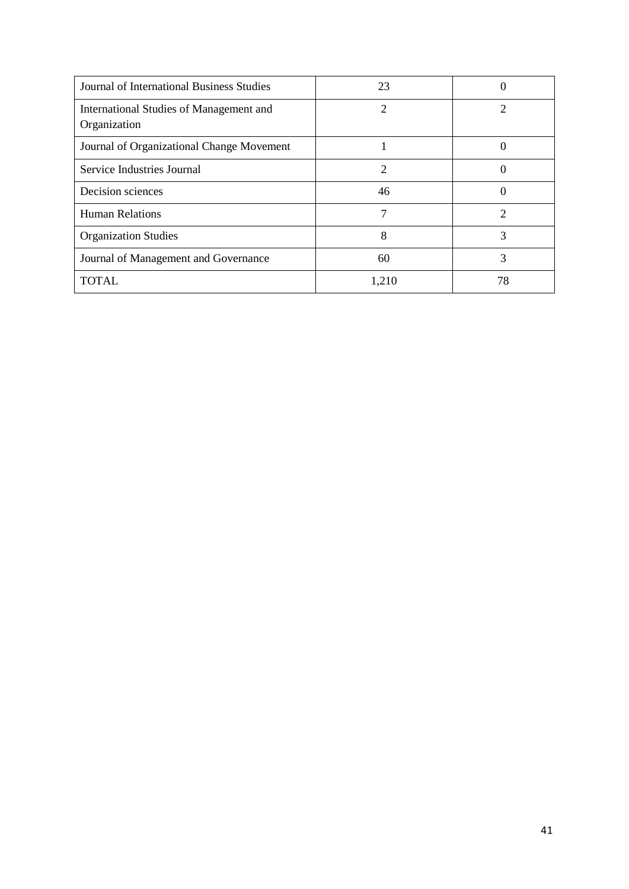| Journal of International Business Studies | 23 | 0 |
|---|---|---|
| International Studies of Management and Organization | 2 | 2 |
| Journal of Organizational Change Movement | 1 | 0 |
| Service Industries Journal | 2 | 0 |
| Decision sciences | 46 | 0 |
| Human Relations | 7 | 2 |
| Organization Studies | 8 | 3 |
| Journal of Management and Governance | 60 | 3 |
| TOTAL | 1,210 | 78 |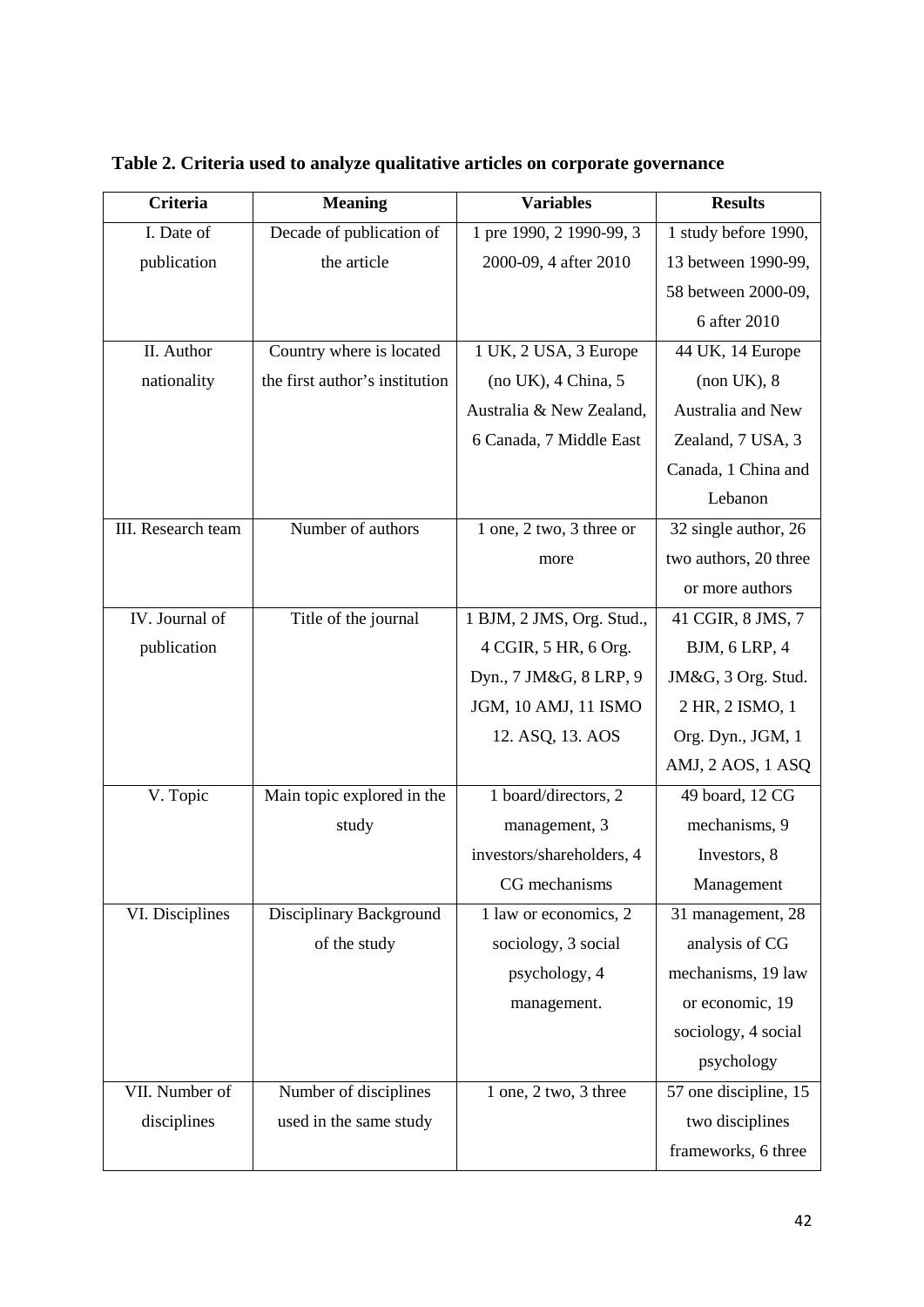**Table 2. Criteria used to analyze qualitative articles on corporate governance**

| Criteria | Meaning | Variables | Results |
|---|---|---|---|
| I. Date of publication | Decade of publication of the article | 1 pre 1990, 2 1990-99, 3 2000-09, 4 after 2010 | 1 study before 1990, 13 between 1990-99, 58 between 2000-09, 6 after 2010 |
| II. Author nationality | Country where is located the first author's institution | 1 UK, 2 USA, 3 Europe (no UK), 4 China, 5 Australia & New Zealand, 6 Canada, 7 Middle East | 44 UK, 14 Europe (non UK), 8 Australia and New Zealand, 7 USA, 3 Canada, 1 China and Lebanon |
| III. Research team | Number of authors | 1 one, 2 two, 3 three or more | 32 single author, 26 two authors, 20 three or more authors |
| IV. Journal of publication | Title of the journal | 1 BJM, 2 JMS, Org. Stud., 4 CGIR, 5 HR, 6 Org. Dyn., 7 JM&G, 8 LRP, 9 JGM, 10 AMJ, 11 ISMO 12. ASQ, 13. AOS | 41 CGIR, 8 JMS, 7 BJM, 6 LRP, 4 JM&G, 3 Org. Stud. 2 HR, 2 ISMO, 1 Org. Dyn., JGM, 1 AMJ, 2 AOS, 1 ASQ |
| V. Topic | Main topic explored in the study | 1 board/directors, 2 management, 3 investors/shareholders, 4 CG mechanisms | 49 board, 12 CG mechanisms, 9 Investors, 8 Management |
| VI. Disciplines | Disciplinary Background of the study | 1 law or economics, 2 sociology, 3 social psychology, 4 management. | 31 management, 28 analysis of CG mechanisms, 19 law or economic, 19 sociology, 4 social psychology |
| VII. Number of disciplines | Number of disciplines used in the same study | 1 one, 2 two, 3 three | 57 one discipline, 15 two disciplines frameworks, 6 three |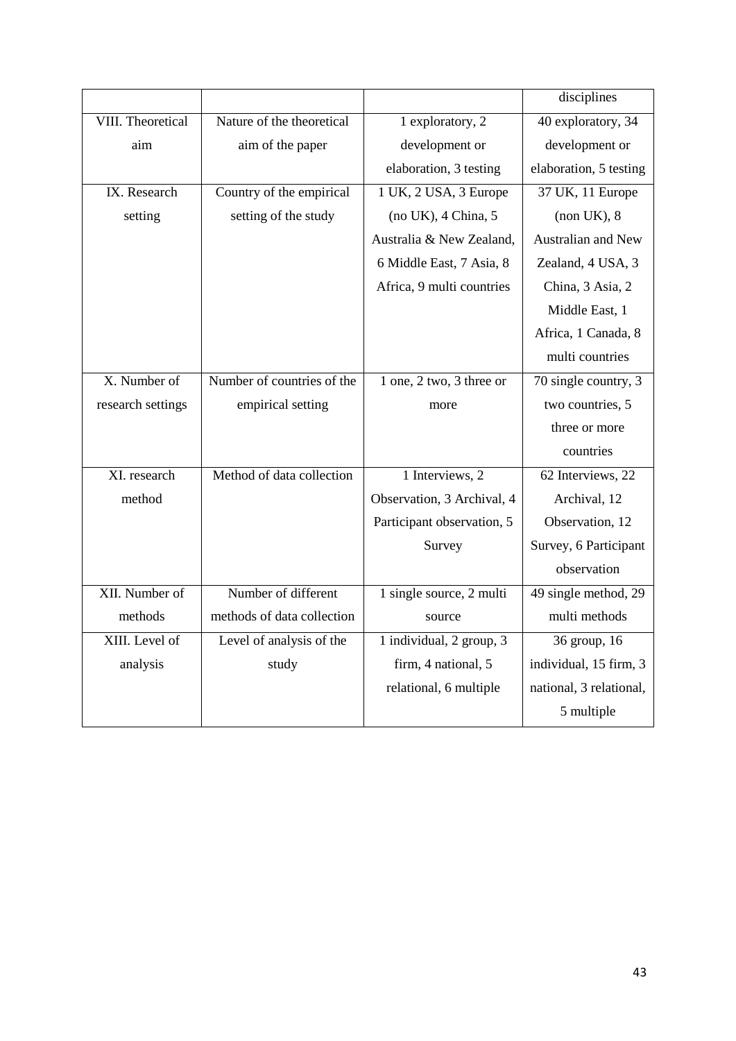|  |  |  | disciplines |
|---|---|---|---|
| VIII. Theoretical aim | Nature of the theoretical aim of the paper | 1 exploratory, 2 development or elaboration, 3 testing | 40 exploratory, 34 development or elaboration, 5 testing |
| IX. Research setting | Country of the empirical setting of the study | 1 UK, 2 USA, 3 Europe (no UK), 4 China, 5 Australia & New Zealand, 6 Middle East, 7 Asia, 8 Africa, 9 multi countries | 37 UK, 11 Europe (non UK), 8 Australian and New Zealand, 4 USA, 3 China, 3 Asia, 2 Middle East, 1 Africa, 1 Canada, 8 multi countries |
| X. Number of research settings | Number of countries of the empirical setting | 1 one, 2 two, 3 three or more | 70 single country, 3 two countries, 5 three or more countries |
| XI. research method | Method of data collection | 1 Interviews, 2 Observation, 3 Archival, 4 Participant observation, 5 Survey | 62 Interviews, 22 Archival, 12 Observation, 12 Survey, 6 Participant observation |
| XII. Number of methods | Number of different methods of data collection | 1 single source, 2 multi source | 49 single method, 29 multi methods |
| XIII. Level of analysis | Level of analysis of the study | 1 individual, 2 group, 3 firm, 4 national, 5 relational, 6 multiple | 36 group, 16 individual, 15 firm, 3 national, 3 relational, 5 multiple |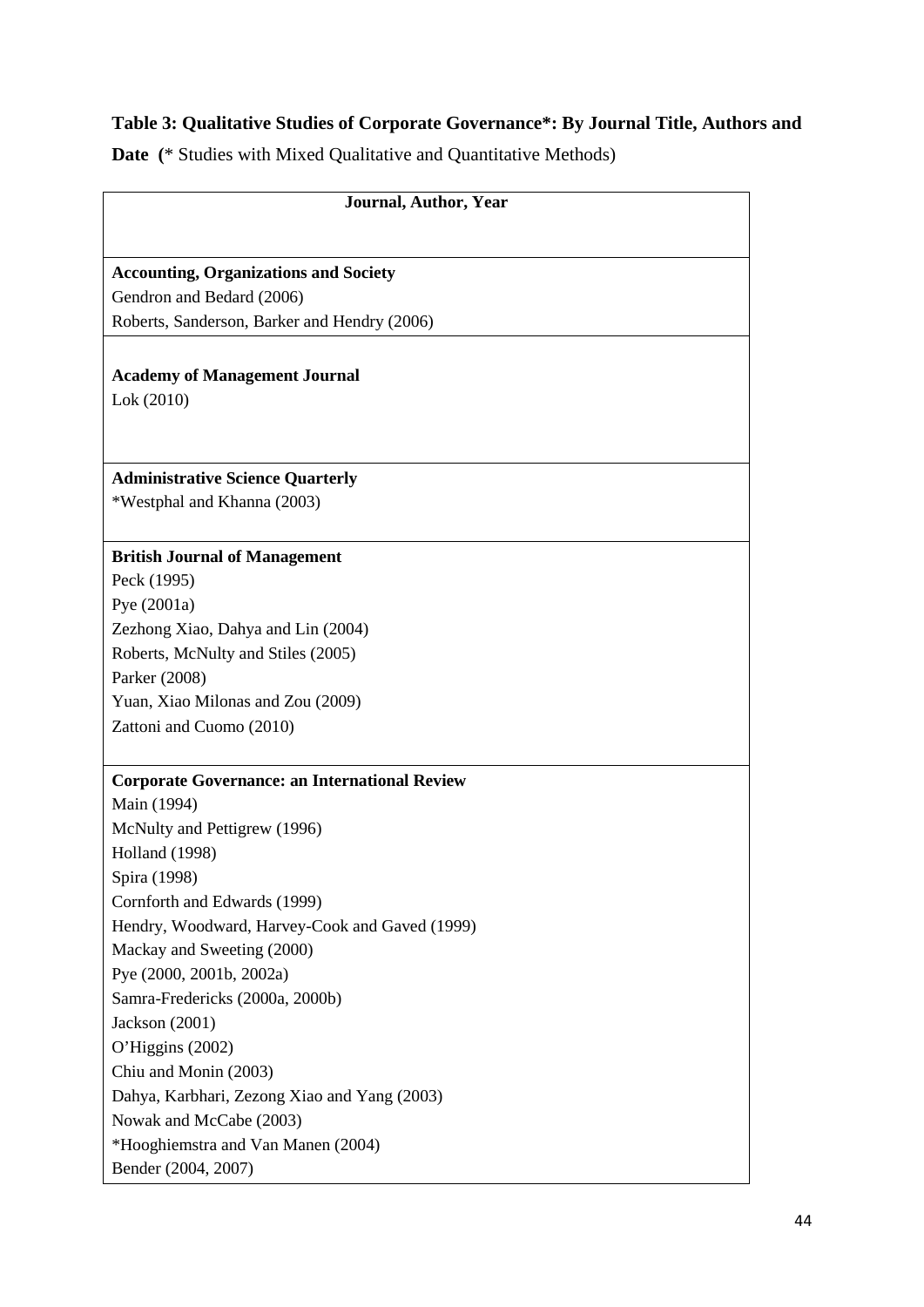**Table 3: Qualitative Studies of Corporate Governance*: By Journal Title, Authors and Date (*** Studies with Mixed Qualitative and Quantitative Methods)

| Journal, Author, Year |
|---|
| **Accounting, Organizations and Society**<br>Gendron and Bedard (2006)<br>Roberts, Sanderson, Barker and Hendry (2006) |
| **Academy of Management Journal**<br>Lok (2010) |
| **Administrative Science Quarterly**<br>*Westphal and Khanna (2003) |
| **British Journal of Management**<br>Peck (1995)<br>Pye (2001a)<br>Zezhong Xiao, Dahya and Lin (2004)<br>Roberts, McNulty and Stiles (2005)<br>Parker (2008)<br>Yuan, Xiao Milonas and Zou (2009)<br>Zattoni and Cuomo (2010) |
| **Corporate Governance: an International Review**<br>Main (1994)<br>McNulty and Pettigrew (1996)<br>Holland (1998)<br>Spira (1998)<br>Cornforth and Edwards (1999)<br>Hendry, Woodward, Harvey-Cook and Gaved (1999)<br>Mackay and Sweeting (2000)<br>Pye (2000, 2001b, 2002a)<br>Samra-Fredericks (2000a, 2000b)<br>Jackson (2001)<br>O'Higgins (2002)<br>Chiu and Monin (2003)<br>Dahya, Karbhari, Zezong Xiao and Yang (2003)<br>Nowak and McCabe (2003)<br>*Hooghiemstra and Van Manen (2004)<br>Bender (2004, 2007) |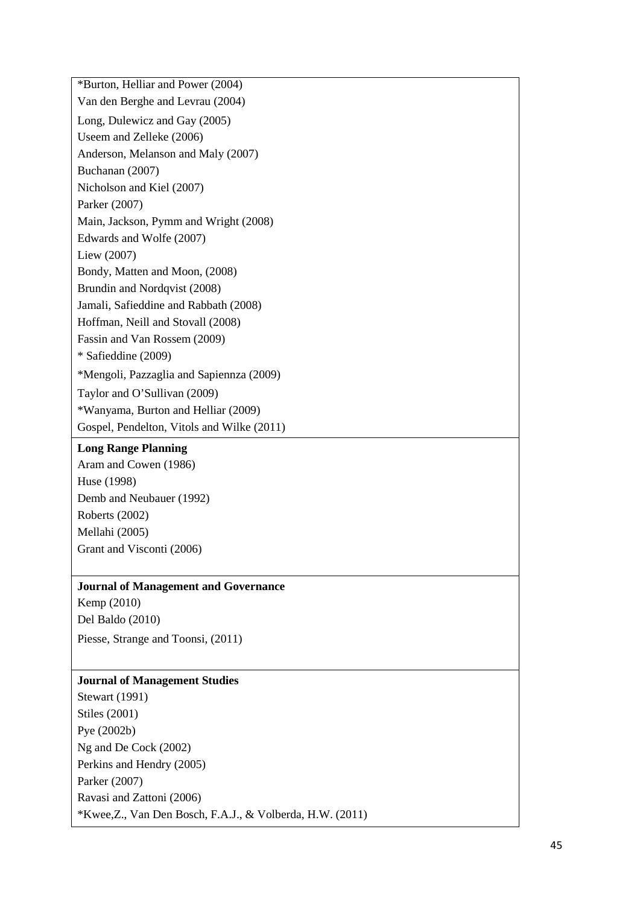| |
|---|
| *Burton, Helliar and Power (2004)<br>Van den Berghe and Levrau (2004)<br>Long, Dulewicz and Gay (2005)<br>Useem and Zelleke (2006)<br>Anderson, Melanson and Maly (2007)<br>Buchanan (2007)<br>Nicholson and Kiel (2007)<br>Parker (2007)<br>Main, Jackson, Pymm and Wright (2008)<br>Edwards and Wolfe (2007)<br>Liew (2007)<br>Bondy, Matten and Moon, (2008)<br>Brundin and Nordqvist (2008)<br>Jamali, Safieddine and Rabbath (2008)<br>Hoffman, Neill and Stovall (2008)<br>Fassin and Van Rossem (2009)<br>* Safieddine (2009)<br>*Mengoli, Pazzaglia and Sapiennza (2009)<br>Taylor and O'Sullivan (2009)<br>*Wanyama, Burton and Helliar (2009)<br>Gospel, Pendelton, Vitols and Wilke (2011) |
| **Long Range Planning**<br>Aram and Cowen (1986)<br>Huse (1998)<br>Demb and Neubauer (1992)<br>Roberts (2002)<br>Mellahi (2005)<br>Grant and Visconti (2006) |
| **Journal of Management and Governance**<br>Kemp (2010)<br>Del Baldo (2010)<br>Piesse, Strange and Toonsi, (2011) |
| **Journal of Management Studies**<br>Stewart (1991)<br>Stiles (2001)<br>Pye (2002b)<br>Ng and De Cock (2002)<br>Perkins and Hendry (2005)<br>Parker (2007)<br>Ravasi and Zattoni (2006)<br>*Kwee,Z., Van Den Bosch, F.A.J., & Volberda, H.W. (2011) |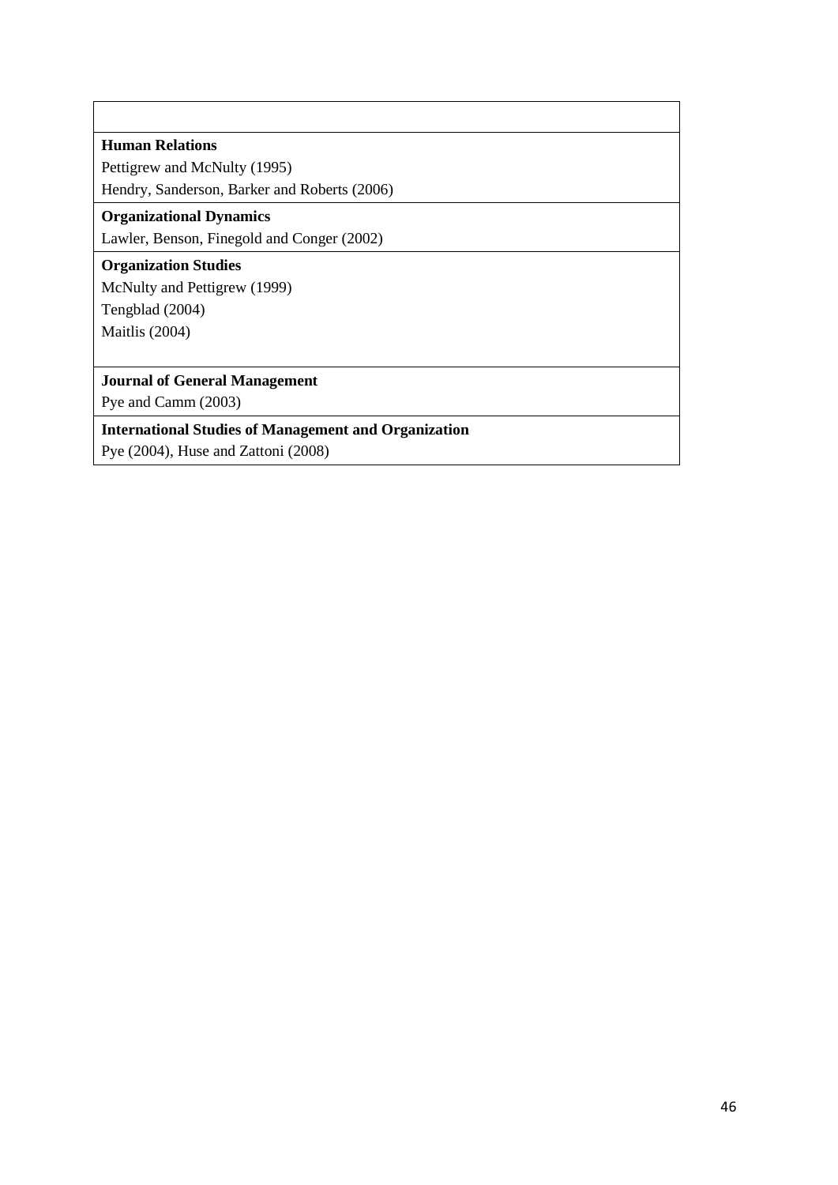| |
|---|
| **Human Relations**<br>Pettigrew and McNulty (1995)<br>Hendry, Sanderson, Barker and Roberts (2006) |
| **Organizational Dynamics**<br>Lawler, Benson, Finegold and Conger (2002) |
| **Organization Studies**<br>McNulty and Pettigrew (1999)<br>Tengblad (2004)<br>Maitlis (2004) |
| **Journal of General Management**<br>Pye and Camm (2003) |
| **International Studies of Management and Organization**<br>Pye (2004), Huse and Zattoni (2008) |